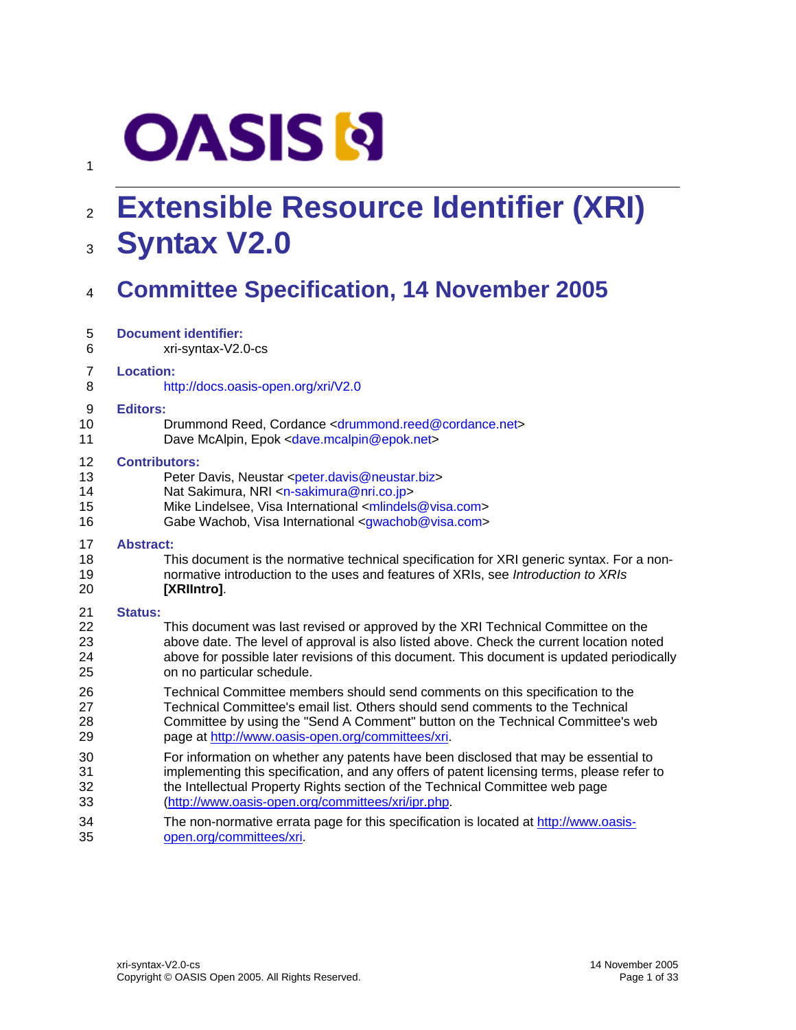# Extensible Resource Identifier (XRI) Syntax V2.0

## Committee Specification, 14 November 2005

**Document identifier:**

xri-syntax-V2.0-cs

**Location:**

http://docs.oasis-open.org/xri/V2.0

**Editors:**

Drummond Reed, Cordance <drummond.reed@cordance.net>
Dave McAlpin, Epok <dave.mcalpin@epok.net>

**Contributors:**

Peter Davis, Neustar <peter.davis@neustar.biz>
Nat Sakimura, NRI <n-sakimura@nri.co.jp>
Mike Lindelsee, Visa International <mlindels@visa.com>
Gabe Wachob, Visa International <gwachob@visa.com>

**Abstract:**

This document is the normative technical specification for XRI generic syntax. For a non-normative introduction to the uses and features of XRIs, see *Introduction to XRIs* **[XRIIntro]**.

**Status:**

This document was last revised or approved by the XRI Technical Committee on the above date. The level of approval is also listed above. Check the current location noted above for possible later revisions of this document. This document is updated periodically on no particular schedule.

Technical Committee members should send comments on this specification to the Technical Committee's email list. Others should send comments to the Technical Committee by using the "Send A Comment" button on the Technical Committee's web page at http://www.oasis-open.org/committees/xri.

For information on whether any patents have been disclosed that may be essential to implementing this specification, and any offers of patent licensing terms, please refer to the Intellectual Property Rights section of the Technical Committee web page (http://www.oasis-open.org/committees/xri/ipr.php.

The non-normative errata page for this specification is located at http://www.oasis-open.org/committees/xri.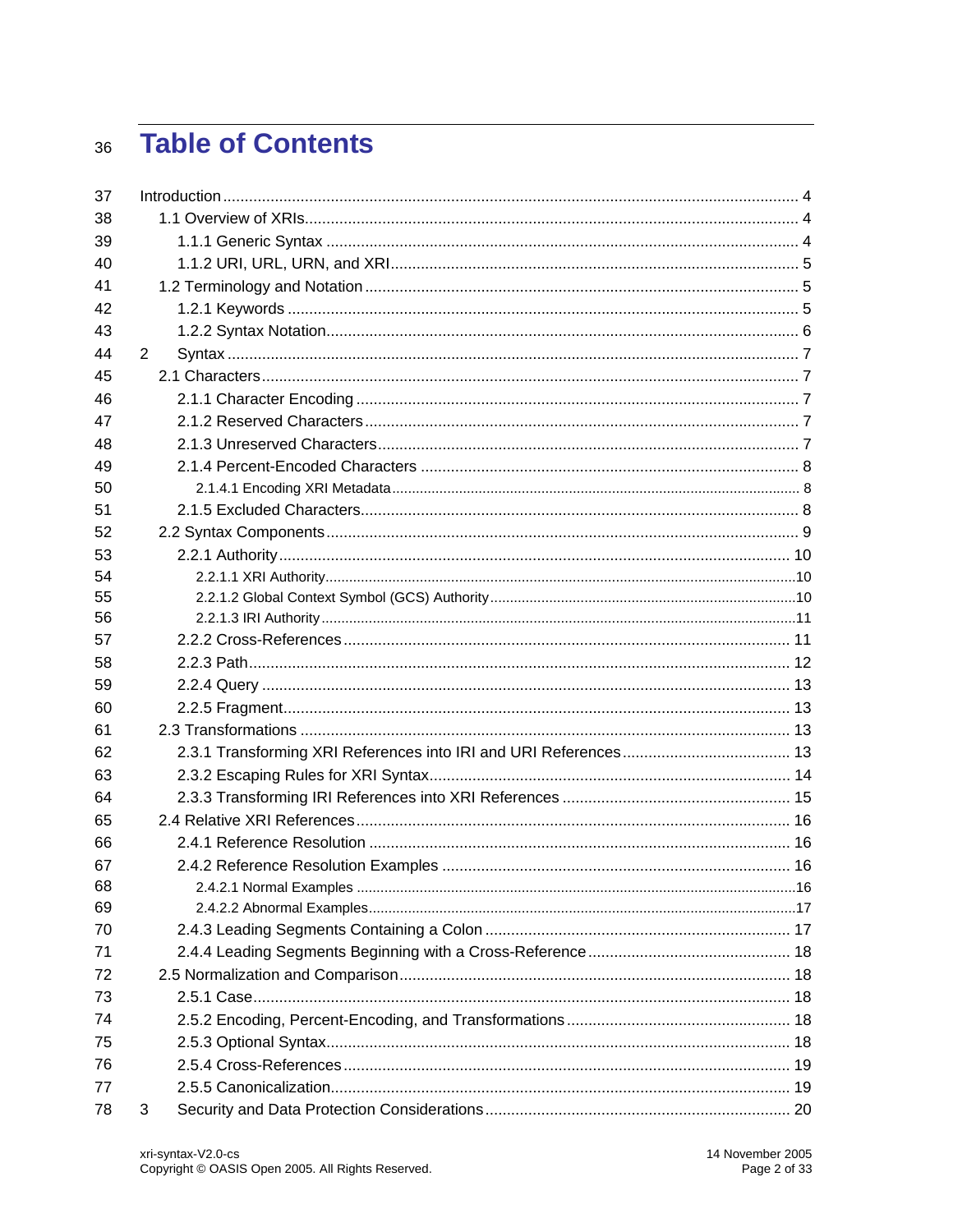# Table of Contents

Introduction ... 4

- 1.1 Overview of XRIs ... 4
  - 1.1.1 Generic Syntax ... 4
  - 1.1.2 URI, URL, URN, and XRI ... 5
- 1.2 Terminology and Notation ... 5
  - 1.2.1 Keywords ... 5
  - 1.2.2 Syntax Notation ... 6

2 Syntax ... 7

- 2.1 Characters ... 7
  - 2.1.1 Character Encoding ... 7
  - 2.1.2 Reserved Characters ... 7
  - 2.1.3 Unreserved Characters ... 7
  - 2.1.4 Percent-Encoded Characters ... 8
    - 2.1.4.1 Encoding XRI Metadata ... 8
  - 2.1.5 Excluded Characters ... 8
- 2.2 Syntax Components ... 9
  - 2.2.1 Authority ... 10
    - 2.2.1.1 XRI Authority ... 10
    - 2.2.1.2 Global Context Symbol (GCS) Authority ... 10
    - 2.2.1.3 IRI Authority ... 11
  - 2.2.2 Cross-References ... 11
  - 2.2.3 Path ... 12
  - 2.2.4 Query ... 13
  - 2.2.5 Fragment ... 13
- 2.3 Transformations ... 13
  - 2.3.1 Transforming XRI References into IRI and URI References ... 13
  - 2.3.2 Escaping Rules for XRI Syntax ... 14
  - 2.3.3 Transforming IRI References into XRI References ... 15
- 2.4 Relative XRI References ... 16
  - 2.4.1 Reference Resolution ... 16
  - 2.4.2 Reference Resolution Examples ... 16
    - 2.4.2.1 Normal Examples ... 16
    - 2.4.2.2 Abnormal Examples ... 17
  - 2.4.3 Leading Segments Containing a Colon ... 17
  - 2.4.4 Leading Segments Beginning with a Cross-Reference ... 18
- 2.5 Normalization and Comparison ... 18
  - 2.5.1 Case ... 18
  - 2.5.2 Encoding, Percent-Encoding, and Transformations ... 18
  - 2.5.3 Optional Syntax ... 18
  - 2.5.4 Cross-References ... 19
  - 2.5.5 Canonicalization ... 19

3 Security and Data Protection Considerations ... 20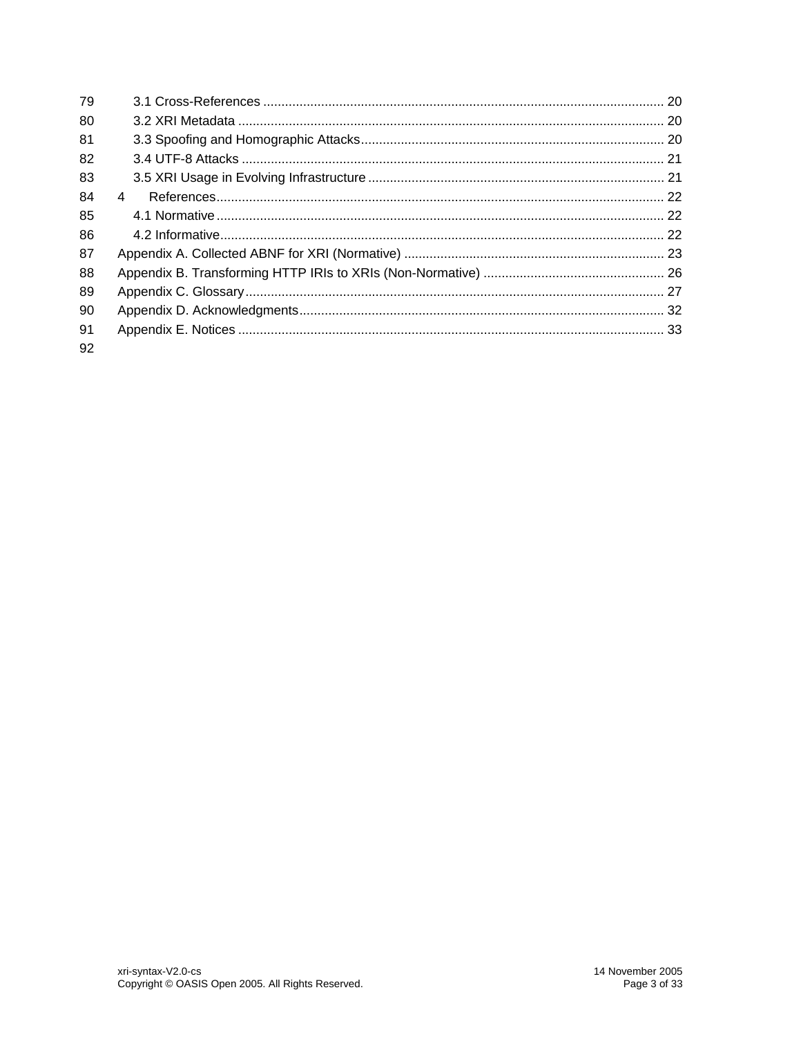3.1 Cross-References ............................................................................................................... 20
3.2 XRI Metadata ...................................................................................................................... 20
3.3 Spoofing and Homographic Attacks.................................................................................... 20
3.4 UTF-8 Attacks ..................................................................................................................... 21
3.5 XRI Usage in Evolving Infrastructure .................................................................................. 21
4 References............................................................................................................................ 22
4.1 Normative ............................................................................................................................ 22
4.2 Informative........................................................................................................................... 22
Appendix A. Collected ABNF for XRI (Normative) ........................................................................ 23
Appendix B. Transforming HTTP IRIs to XRIs (Non-Normative) .................................................. 26
Appendix C. Glossary.................................................................................................................... 27
Appendix D. Acknowledgments..................................................................................................... 32
Appendix E. Notices ...................................................................................................................... 33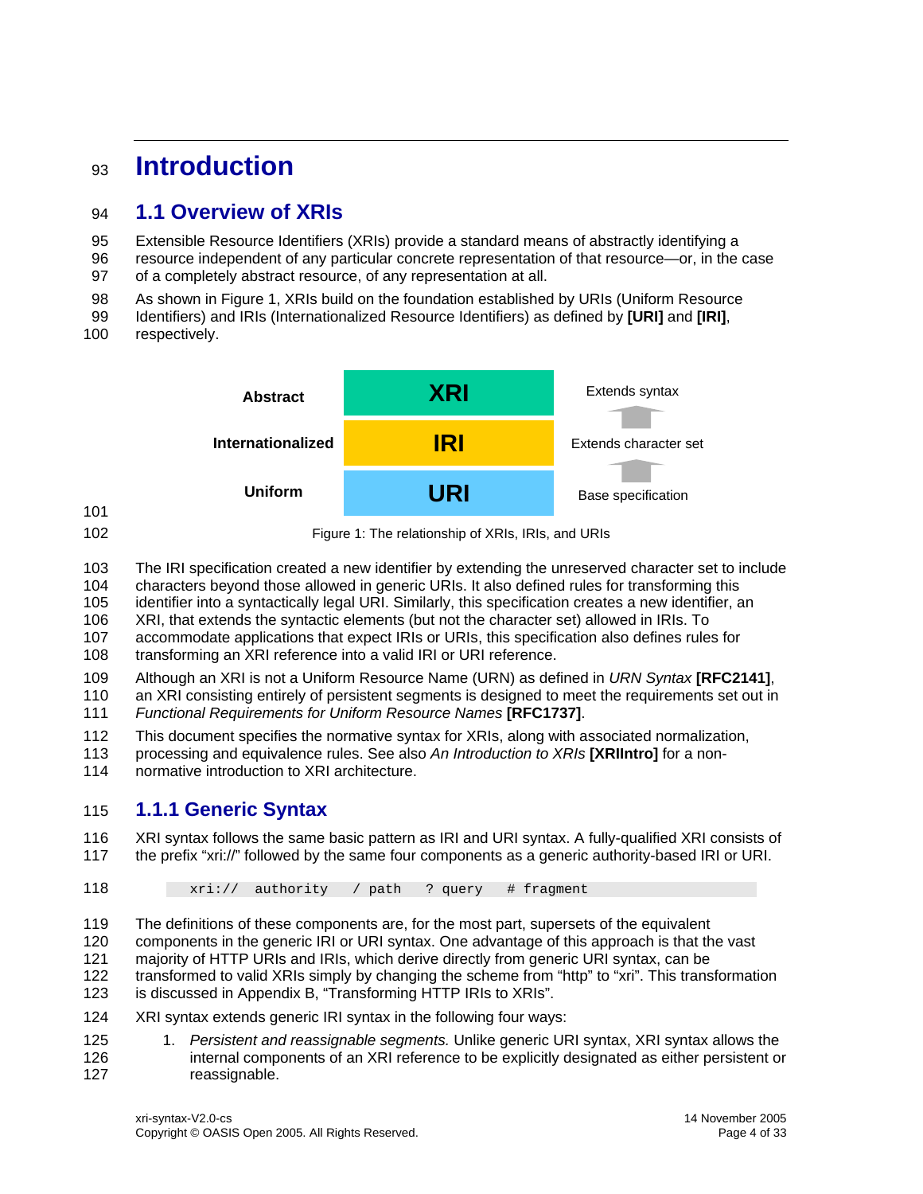# Introduction

## 1.1 Overview of XRIs

Extensible Resource Identifiers (XRIs) provide a standard means of abstractly identifying a resource independent of any particular concrete representation of that resource—or, in the case of a completely abstract resource, of any representation at all.

As shown in Figure 1, XRIs build on the foundation established by URIs (Uniform Resource Identifiers) and IRIs (Internationalized Resource Identifiers) as defined by **[URI]** and **[IRI]**, respectively.

| | | |
|---|---|---|
| **Abstract** | **XRI** | Extends syntax |
| **Internationalized** | **IRI** | Extends character set |
| **Uniform** | **URI** | Base specification |

Figure 1: The relationship of XRIs, IRIs, and URIs

The IRI specification created a new identifier by extending the unreserved character set to include characters beyond those allowed in generic URIs. It also defined rules for transforming this identifier into a syntactically legal URI. Similarly, this specification creates a new identifier, an XRI, that extends the syntactic elements (but not the character set) allowed in IRIs. To accommodate applications that expect IRIs or URIs, this specification also defines rules for transforming an XRI reference into a valid IRI or URI reference.

Although an XRI is not a Uniform Resource Name (URN) as defined in *URN Syntax* **[RFC2141]**, an XRI consisting entirely of persistent segments is designed to meet the requirements set out in *Functional Requirements for Uniform Resource Names* **[RFC1737]**.

This document specifies the normative syntax for XRIs, along with associated normalization, processing and equivalence rules. See also *An Introduction to XRIs* **[XRIIntro]** for a non-normative introduction to XRI architecture.

### 1.1.1 Generic Syntax

XRI syntax follows the same basic pattern as IRI and URI syntax. A fully-qualified XRI consists of the prefix "xri://" followed by the same four components as a generic authority-based IRI or URI.

```
xri://  authority   / path   ? query   # fragment
```

The definitions of these components are, for the most part, supersets of the equivalent components in the generic IRI or URI syntax. One advantage of this approach is that the vast majority of HTTP URIs and IRIs, which derive directly from generic URI syntax, can be transformed to valid XRIs simply by changing the scheme from "http" to "xri". This transformation is discussed in Appendix B, "Transforming HTTP IRIs to XRIs".

XRI syntax extends generic IRI syntax in the following four ways:

1. *Persistent and reassignable segments.* Unlike generic URI syntax, XRI syntax allows the internal components of an XRI reference to be explicitly designated as either persistent or reassignable.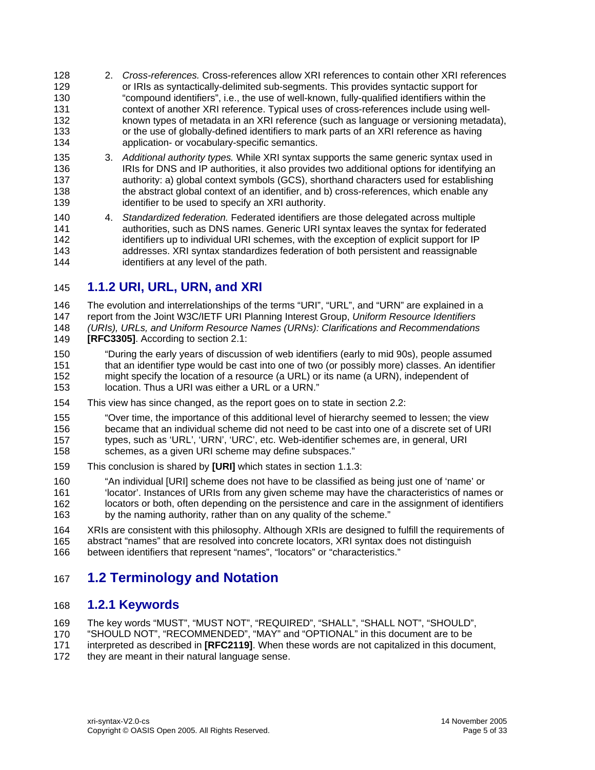2. *Cross-references.* Cross-references allow XRI references to contain other XRI references or IRIs as syntactically-delimited sub-segments. This provides syntactic support for “compound identifiers”, i.e., the use of well-known, fully-qualified identifiers within the context of another XRI reference. Typical uses of cross-references include using well-known types of metadata in an XRI reference (such as language or versioning metadata), or the use of globally-defined identifiers to mark parts of an XRI reference as having application- or vocabulary-specific semantics.

3. *Additional authority types.* While XRI syntax supports the same generic syntax used in IRIs for DNS and IP authorities, it also provides two additional options for identifying an authority: a) global context symbols (GCS), shorthand characters used for establishing the abstract global context of an identifier, and b) cross-references, which enable any identifier to be used to specify an XRI authority.

4. *Standardized federation.* Federated identifiers are those delegated across multiple authorities, such as DNS names. Generic URI syntax leaves the syntax for federated identifiers up to individual URI schemes, with the exception of explicit support for IP addresses. XRI syntax standardizes federation of both persistent and reassignable identifiers at any level of the path.

### 1.1.2 URI, URL, URN, and XRI

The evolution and interrelationships of the terms “URI”, “URL”, and “URN” are explained in a report from the Joint W3C/IETF URI Planning Interest Group, *Uniform Resource Identifiers (URIs), URLs, and Uniform Resource Names (URNs): Clarifications and Recommendations* **[RFC3305]**. According to section 2.1:

> “During the early years of discussion of web identifiers (early to mid 90s), people assumed that an identifier type would be cast into one of two (or possibly more) classes. An identifier might specify the location of a resource (a URL) or its name (a URN), independent of location. Thus a URI was either a URL or a URN.”

This view has since changed, as the report goes on to state in section 2.2:

> “Over time, the importance of this additional level of hierarchy seemed to lessen; the view became that an individual scheme did not need to be cast into one of a discrete set of URI types, such as ‘URL’, ‘URN’, ‘URC’, etc. Web-identifier schemes are, in general, URI schemes, as a given URI scheme may define subspaces.”

This conclusion is shared by **[URI]** which states in section 1.1.3:

> “An individual [URI] scheme does not have to be classified as being just one of ‘name’ or ‘locator’. Instances of URIs from any given scheme may have the characteristics of names or locators or both, often depending on the persistence and care in the assignment of identifiers by the naming authority, rather than on any quality of the scheme.”

XRIs are consistent with this philosophy. Although XRIs are designed to fulfill the requirements of abstract “names” that are resolved into concrete locators, XRI syntax does not distinguish between identifiers that represent “names”, “locators” or “characteristics.”

## 1.2 Terminology and Notation

### 1.2.1 Keywords

The key words “MUST”, “MUST NOT”, “REQUIRED”, “SHALL”, “SHALL NOT”, “SHOULD”, “SHOULD NOT”, “RECOMMENDED”, “MAY” and “OPTIONAL” in this document are to be interpreted as described in **[RFC2119]**. When these words are not capitalized in this document, they are meant in their natural language sense.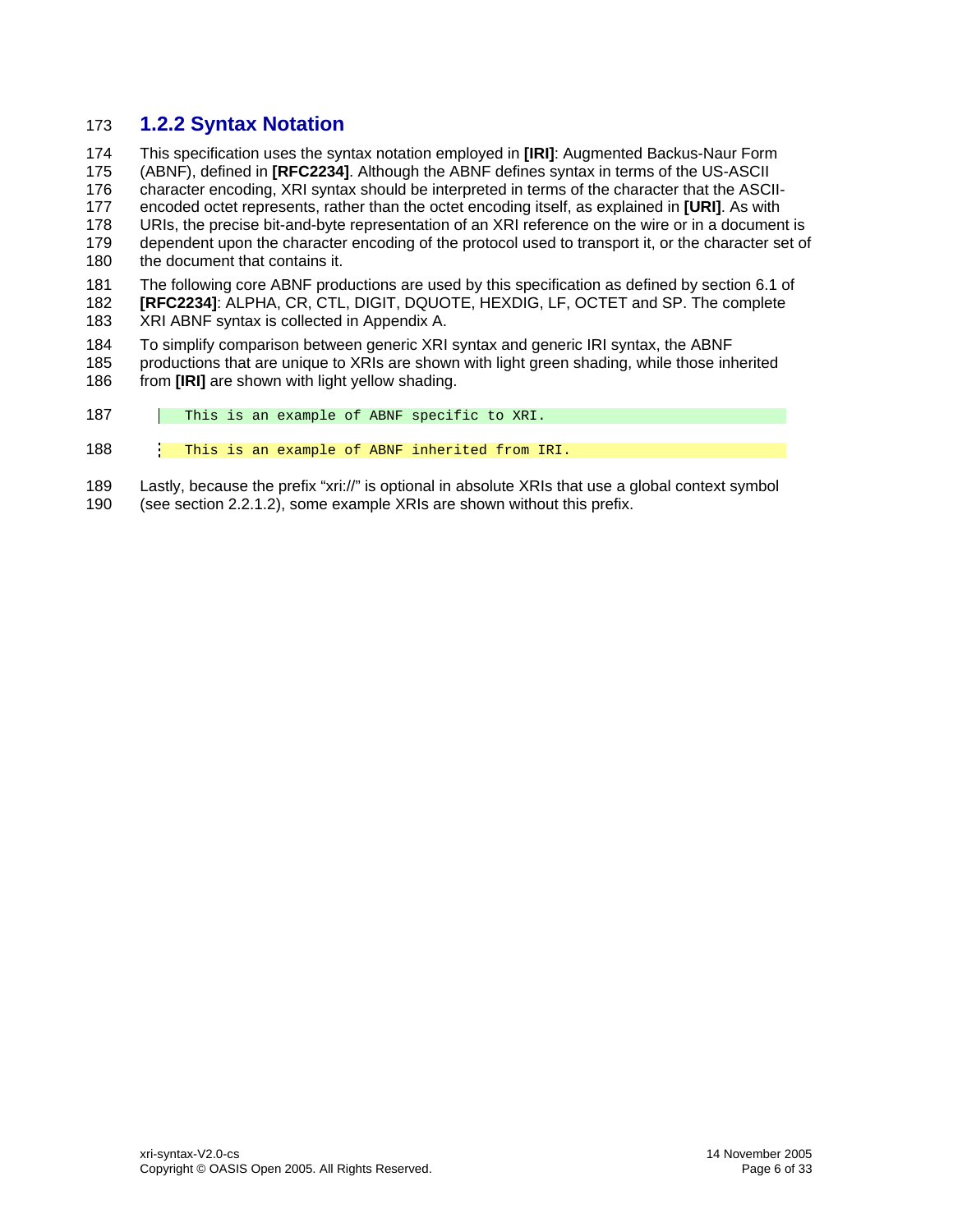### 1.2.2 Syntax Notation

This specification uses the syntax notation employed in **[IRI]**: Augmented Backus-Naur Form (ABNF), defined in **[RFC2234]**. Although the ABNF defines syntax in terms of the US-ASCII character encoding, XRI syntax should be interpreted in terms of the character that the ASCII-encoded octet represents, rather than the octet encoding itself, as explained in **[URI]**. As with URIs, the precise bit-and-byte representation of an XRI reference on the wire or in a document is dependent upon the character encoding of the protocol used to transport it, or the character set of the document that contains it.

The following core ABNF productions are used by this specification as defined by section 6.1 of **[RFC2234]**: ALPHA, CR, CTL, DIGIT, DQUOTE, HEXDIG, LF, OCTET and SP. The complete XRI ABNF syntax is collected in Appendix A.

To simplify comparison between generic XRI syntax and generic IRI syntax, the ABNF productions that are unique to XRIs are shown with light green shading, while those inherited from **[IRI]** are shown with light yellow shading.

```
This is an example of ABNF specific to XRI.
```

```
This is an example of ABNF inherited from IRI.
```

Lastly, because the prefix “xri://” is optional in absolute XRIs that use a global context symbol (see section 2.2.1.2), some example XRIs are shown without this prefix.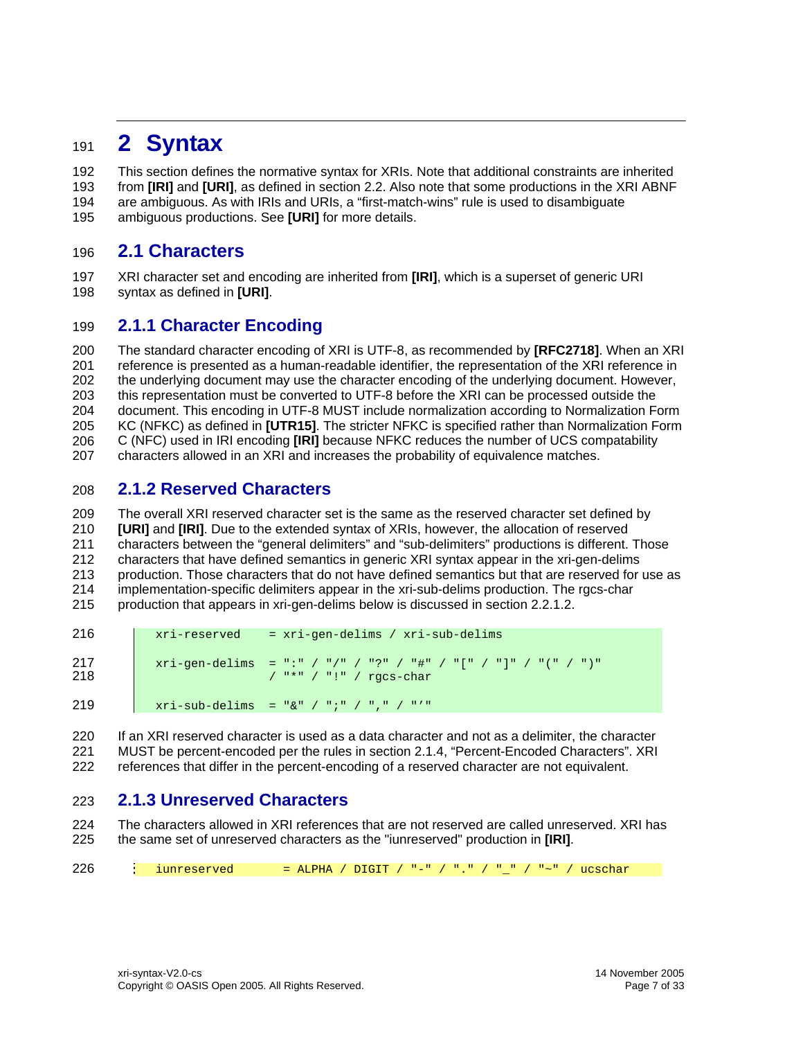# 2 Syntax

This section defines the normative syntax for XRIs. Note that additional constraints are inherited from **[IRI]** and **[URI]**, as defined in section 2.2. Also note that some productions in the XRI ABNF are ambiguous. As with IRIs and URIs, a "first-match-wins" rule is used to disambiguate ambiguous productions. See **[URI]** for more details.

## 2.1 Characters

XRI character set and encoding are inherited from **[IRI]**, which is a superset of generic URI syntax as defined in **[URI]**.

### 2.1.1 Character Encoding

The standard character encoding of XRI is UTF-8, as recommended by **[RFC2718]**. When an XRI reference is presented as a human-readable identifier, the representation of the XRI reference in the underlying document may use the character encoding of the underlying document. However, this representation must be converted to UTF-8 before the XRI can be processed outside the document. This encoding in UTF-8 MUST include normalization according to Normalization Form KC (NFKC) as defined in **[UTR15]**. The stricter NFKC is specified rather than Normalization Form C (NFC) used in IRI encoding **[IRI]** because NFKC reduces the number of UCS compatability characters allowed in an XRI and increases the probability of equivalence matches.

### 2.1.2 Reserved Characters

The overall XRI reserved character set is the same as the reserved character set defined by **[URI]** and **[IRI]**. Due to the extended syntax of XRIs, however, the allocation of reserved characters between the "general delimiters" and "sub-delimiters" productions is different. Those characters that have defined semantics in generic XRI syntax appear in the xri-gen-delims production. Those characters that do not have defined semantics but that are reserved for use as implementation-specific delimiters appear in the xri-sub-delims production. The rgcs-char production that appears in xri-gen-delims below is discussed in section 2.2.1.2.

```
xri-reserved    = xri-gen-delims / xri-sub-delims

xri-gen-delims  = ":" / "/" / "?" / "#" / "[" / "]" / "(" / ")"
                / "*" / "!" / rgcs-char

xri-sub-delims  = "&" / ";" / "," / "'"
```

If an XRI reserved character is used as a data character and not as a delimiter, the character MUST be percent-encoded per the rules in section 2.1.4, "Percent-Encoded Characters". XRI references that differ in the percent-encoding of a reserved character are not equivalent.

### 2.1.3 Unreserved Characters

The characters allowed in XRI references that are not reserved are called unreserved. XRI has the same set of unreserved characters as the "iunreserved" production in **[IRI]**.

```
iunreserved       = ALPHA / DIGIT / "-" / "." / "_" / "~" / ucschar
```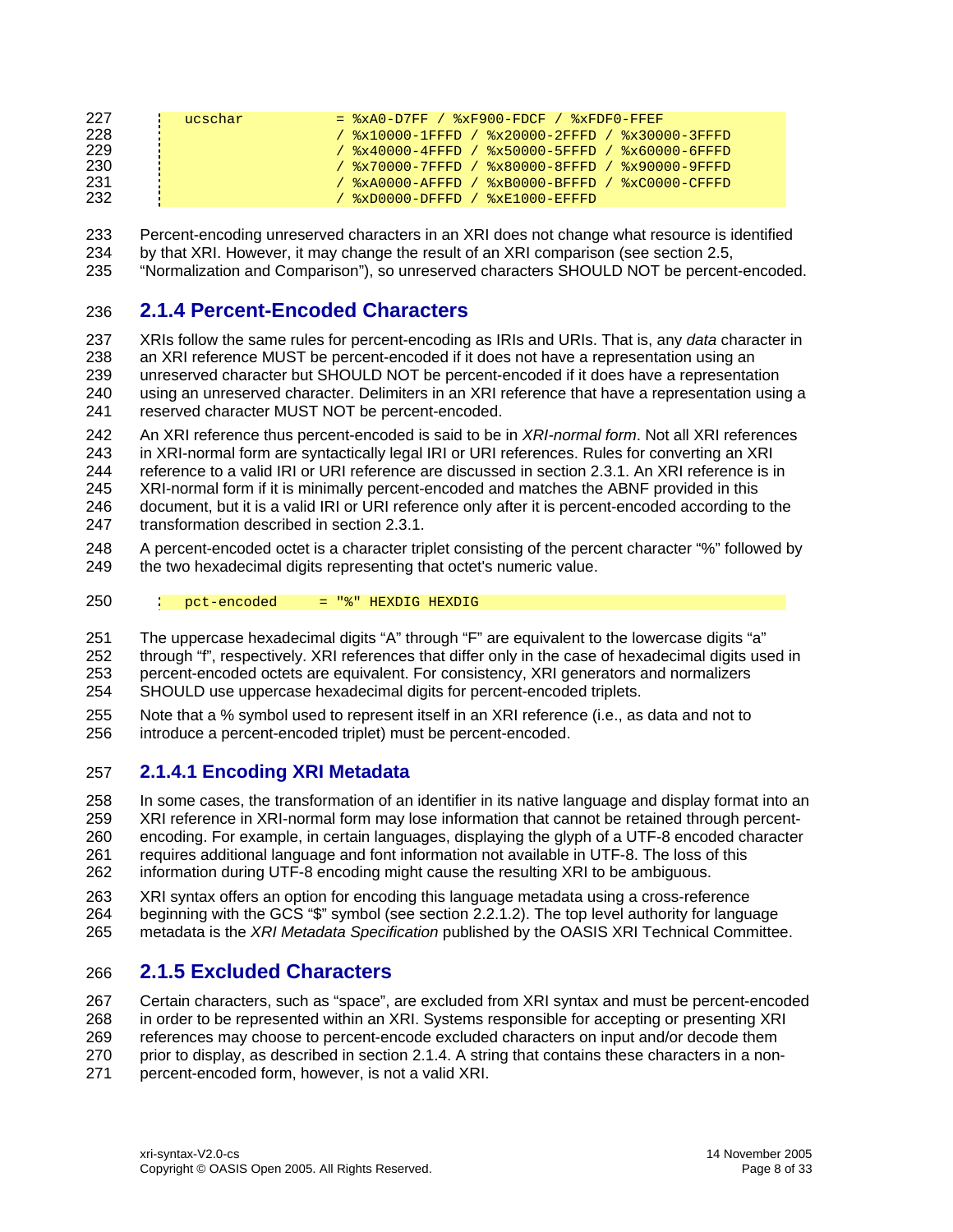```
ucschar        = %xA0-D7FF / %xF900-FDCF / %xFDF0-FFEF
               / %x10000-1FFFD / %x20000-2FFFD / %x30000-3FFFD
               / %x40000-4FFFD / %x50000-5FFFD / %x60000-6FFFD
               / %x70000-7FFFD / %x80000-8FFFD / %x90000-9FFFD
               / %xA0000-AFFFD / %xB0000-BFFFD / %xC0000-CFFFD
               / %xD0000-DFFFD / %xE1000-EFFFD
```

Percent-encoding unreserved characters in an XRI does not change what resource is identified by that XRI. However, it may change the result of an XRI comparison (see section 2.5, "Normalization and Comparison"), so unreserved characters SHOULD NOT be percent-encoded.

### 2.1.4 Percent-Encoded Characters

XRIs follow the same rules for percent-encoding as IRIs and URIs. That is, any *data* character in an XRI reference MUST be percent-encoded if it does not have a representation using an unreserved character but SHOULD NOT be percent-encoded if it does have a representation using an unreserved character. Delimiters in an XRI reference that have a representation using a reserved character MUST NOT be percent-encoded.

An XRI reference thus percent-encoded is said to be in *XRI-normal form*. Not all XRI references in XRI-normal form are syntactically legal IRI or URI references. Rules for converting an XRI reference to a valid IRI or URI reference are discussed in section 2.3.1. An XRI reference is in XRI-normal form if it is minimally percent-encoded and matches the ABNF provided in this document, but it is a valid IRI or URI reference only after it is percent-encoded according to the transformation described in section 2.3.1.

A percent-encoded octet is a character triplet consisting of the percent character "%" followed by the two hexadecimal digits representing that octet's numeric value.

```
pct-encoded     = "%" HEXDIG HEXDIG
```

The uppercase hexadecimal digits "A" through "F" are equivalent to the lowercase digits "a" through "f", respectively. XRI references that differ only in the case of hexadecimal digits used in percent-encoded octets are equivalent. For consistency, XRI generators and normalizers SHOULD use uppercase hexadecimal digits for percent-encoded triplets.

Note that a % symbol used to represent itself in an XRI reference (i.e., as data and not to introduce a percent-encoded triplet) must be percent-encoded.

#### 2.1.4.1 Encoding XRI Metadata

In some cases, the transformation of an identifier in its native language and display format into an XRI reference in XRI-normal form may lose information that cannot be retained through percent-encoding. For example, in certain languages, displaying the glyph of a UTF-8 encoded character requires additional language and font information not available in UTF-8. The loss of this information during UTF-8 encoding might cause the resulting XRI to be ambiguous.

XRI syntax offers an option for encoding this language metadata using a cross-reference beginning with the GCS "$" symbol (see section 2.2.1.2). The top level authority for language metadata is the *XRI Metadata Specification* published by the OASIS XRI Technical Committee.

### 2.1.5 Excluded Characters

Certain characters, such as "space", are excluded from XRI syntax and must be percent-encoded in order to be represented within an XRI. Systems responsible for accepting or presenting XRI references may choose to percent-encode excluded characters on input and/or decode them prior to display, as described in section 2.1.4. A string that contains these characters in a non-percent-encoded form, however, is not a valid XRI.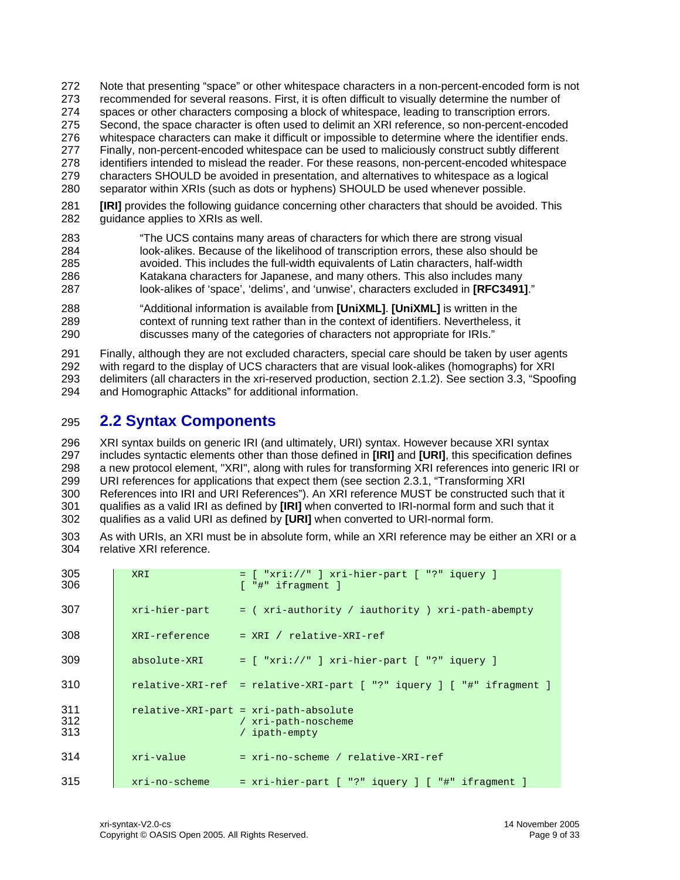Note that presenting “space” or other whitespace characters in a non-percent-encoded form is not recommended for several reasons. First, it is often difficult to visually determine the number of spaces or other characters composing a block of whitespace, leading to transcription errors. Second, the space character is often used to delimit an XRI reference, so non-percent-encoded whitespace characters can make it difficult or impossible to determine where the identifier ends. Finally, non-percent-encoded whitespace can be used to maliciously construct subtly different identifiers intended to mislead the reader. For these reasons, non-percent-encoded whitespace characters SHOULD be avoided in presentation, and alternatives to whitespace as a logical separator within XRIs (such as dots or hyphens) SHOULD be used whenever possible.

**[IRI]** provides the following guidance concerning other characters that should be avoided. This guidance applies to XRIs as well.

> “The UCS contains many areas of characters for which there are strong visual look-alikes. Because of the likelihood of transcription errors, these also should be avoided. This includes the full-width equivalents of Latin characters, half-width Katakana characters for Japanese, and many others. This also includes many look-alikes of ‘space’, ‘delims’, and ‘unwise’, characters excluded in **[RFC3491]**.”
>
> “Additional information is available from **[UniXML]**. **[UniXML]** is written in the context of running text rather than in the context of identifiers. Nevertheless, it discusses many of the categories of characters not appropriate for IRIs.”

Finally, although they are not excluded characters, special care should be taken by user agents with regard to the display of UCS characters that are visual look-alikes (homographs) for XRI delimiters (all characters in the xri-reserved production, section 2.1.2). See section 3.3, “Spoofing and Homographic Attacks” for additional information.

## 2.2 Syntax Components

XRI syntax builds on generic IRI (and ultimately, URI) syntax. However because XRI syntax includes syntactic elements other than those defined in **[IRI]** and **[URI]**, this specification defines a new protocol element, "XRI", along with rules for transforming XRI references into generic IRI or URI references for applications that expect them (see section 2.3.1, “Transforming XRI References into IRI and URI References”). An XRI reference MUST be constructed such that it qualifies as a valid IRI as defined by **[IRI]** when converted to IRI-normal form and such that it qualifies as a valid URI as defined by **[URI]** when converted to URI-normal form.

As with URIs, an XRI must be in absolute form, while an XRI reference may be either an XRI or a relative XRI reference.

```
XRI               = [ "xri://" ] xri-hier-part [ "?" iquery ]
                    [ "#" ifragment ]

xri-hier-part     = ( xri-authority / iauthority ) xri-path-abempty

XRI-reference     = XRI / relative-XRI-ref

absolute-XRI      = [ "xri://" ] xri-hier-part [ "?" iquery ]

relative-XRI-ref  = relative-XRI-part [ "?" iquery ] [ "#" ifragment ]

relative-XRI-part = xri-path-absolute
                    / xri-path-noscheme
                    / ipath-empty

xri-value         = xri-no-scheme / relative-XRI-ref

xri-no-scheme     = xri-hier-part [ "?" iquery ] [ "#" ifragment ]
```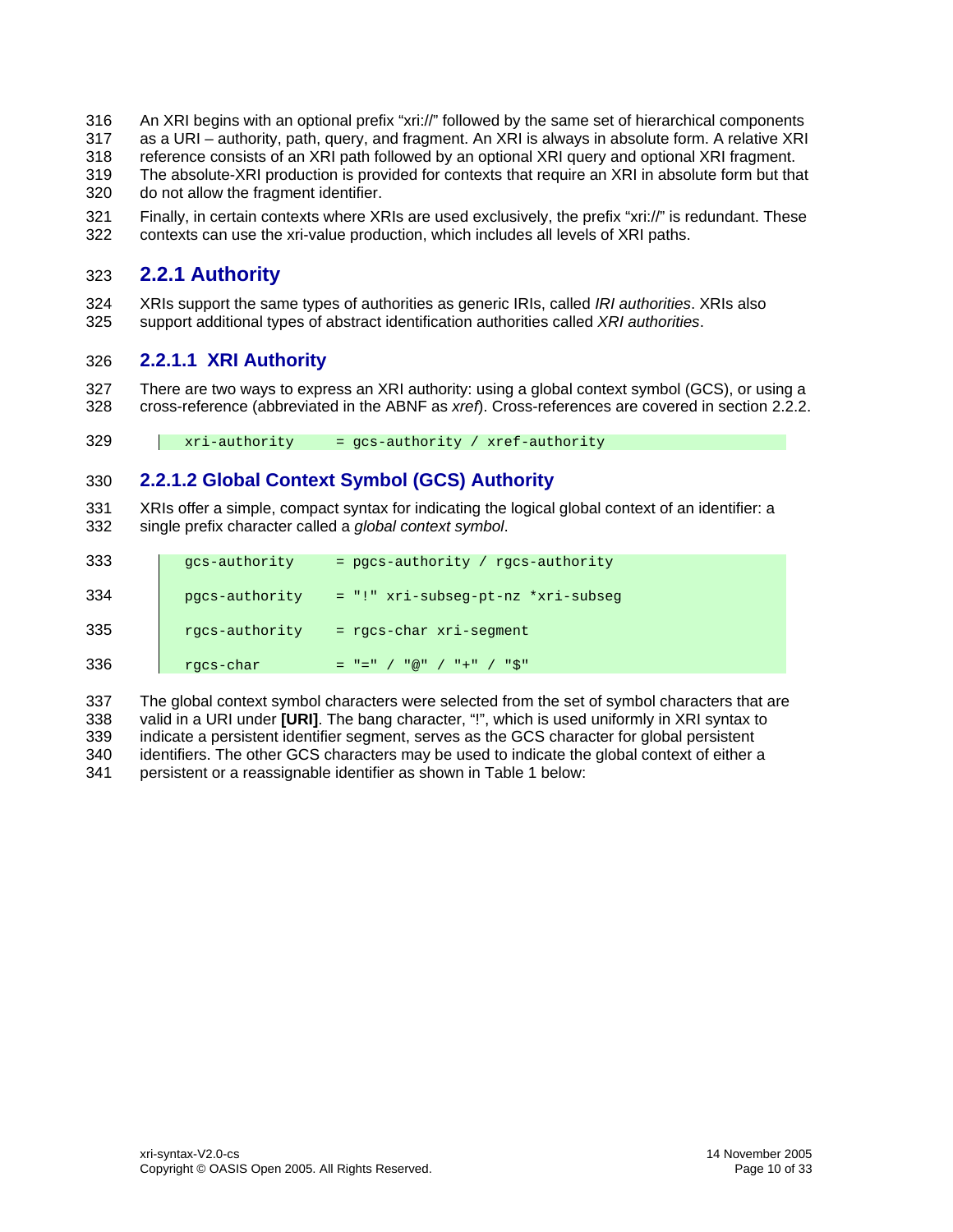An XRI begins with an optional prefix “xri://” followed by the same set of hierarchical components as a URI – authority, path, query, and fragment. An XRI is always in absolute form. A relative XRI reference consists of an XRI path followed by an optional XRI query and optional XRI fragment. The absolute-XRI production is provided for contexts that require an XRI in absolute form but that do not allow the fragment identifier.

Finally, in certain contexts where XRIs are used exclusively, the prefix “xri://” is redundant. These contexts can use the xri-value production, which includes all levels of XRI paths.

## 2.2.1 Authority

XRIs support the same types of authorities as generic IRIs, called *IRI authorities*. XRIs also support additional types of abstract identification authorities called *XRI authorities*.

### 2.2.1.1 XRI Authority

There are two ways to express an XRI authority: using a global context symbol (GCS), or using a cross-reference (abbreviated in the ABNF as *xref*). Cross-references are covered in section 2.2.2.

```
xri-authority     = gcs-authority / xref-authority
```

### 2.2.1.2 Global Context Symbol (GCS) Authority

XRIs offer a simple, compact syntax for indicating the logical global context of an identifier: a single prefix character called a *global context symbol*.

```
gcs-authority     = pgcs-authority / rgcs-authority

pgcs-authority    = "!" xri-subseg-pt-nz *xri-subseg

rgcs-authority    = rgcs-char xri-segment

rgcs-char         = "=" / "@" / "+" / "$"
```

The global context symbol characters were selected from the set of symbol characters that are valid in a URI under **[URI]**. The bang character, “!”, which is used uniformly in XRI syntax to indicate a persistent identifier segment, serves as the GCS character for global persistent identifiers. The other GCS characters may be used to indicate the global context of either a persistent or a reassignable identifier as shown in Table 1 below: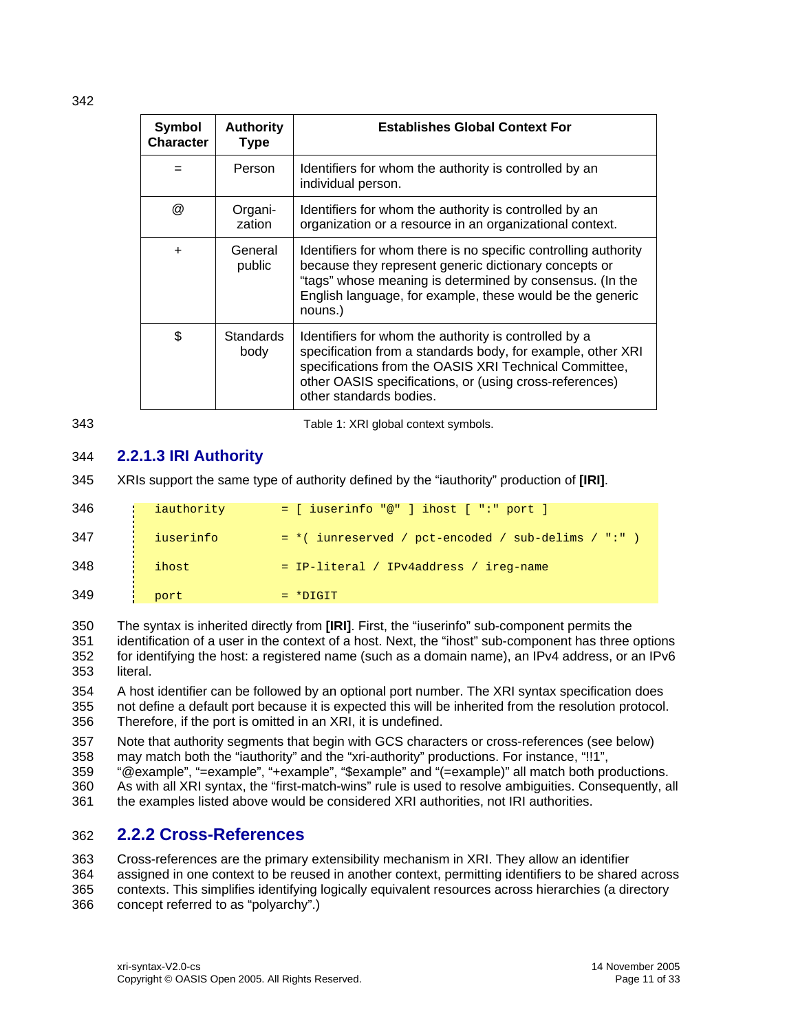| Symbol Character | Authority Type | Establishes Global Context For |
|---|---|---|
| = | Person | Identifiers for whom the authority is controlled by an individual person. |
| @ | Organi-zation | Identifiers for whom the authority is controlled by an organization or a resource in an organizational context. |
| + | General public | Identifiers for whom there is no specific controlling authority because they represent generic dictionary concepts or "tags" whose meaning is determined by consensus. (In the English language, for example, these would be the generic nouns.) |
| $ | Standards body | Identifiers for whom the authority is controlled by a specification from a standards body, for example, other XRI specifications from the OASIS XRI Technical Committee, other OASIS specifications, or (using cross-references) other standards bodies. |

Table 1: XRI global context symbols.

### 2.2.1.3 IRI Authority

XRIs support the same type of authority defined by the "iauthority" production of **[IRI]**.

```
iauthority       = [ iuserinfo "@" ] ihost [ ":" port ]
iuserinfo        = *( iunreserved / pct-encoded / sub-delims / ":" )
ihost            = IP-literal / IPv4address / ireg-name
port             = *DIGIT
```

The syntax is inherited directly from **[IRI]**. First, the "iuserinfo" sub-component permits the identification of a user in the context of a host. Next, the "ihost" sub-component has three options for identifying the host: a registered name (such as a domain name), an IPv4 address, or an IPv6 literal.

A host identifier can be followed by an optional port number. The XRI syntax specification does not define a default port because it is expected this will be inherited from the resolution protocol. Therefore, if the port is omitted in an XRI, it is undefined.

Note that authority segments that begin with GCS characters or cross-references (see below) may match both the "iauthority" and the "xri-authority" productions. For instance, "!!1", "@example", "=example", "+example", "$example" and "(=example)" all match both productions. As with all XRI syntax, the "first-match-wins" rule is used to resolve ambiguities. Consequently, all the examples listed above would be considered XRI authorities, not IRI authorities.

## 2.2.2 Cross-References

Cross-references are the primary extensibility mechanism in XRI. They allow an identifier assigned in one context to be reused in another context, permitting identifiers to be shared across contexts. This simplifies identifying logically equivalent resources across hierarchies (a directory concept referred to as "polyarchy".)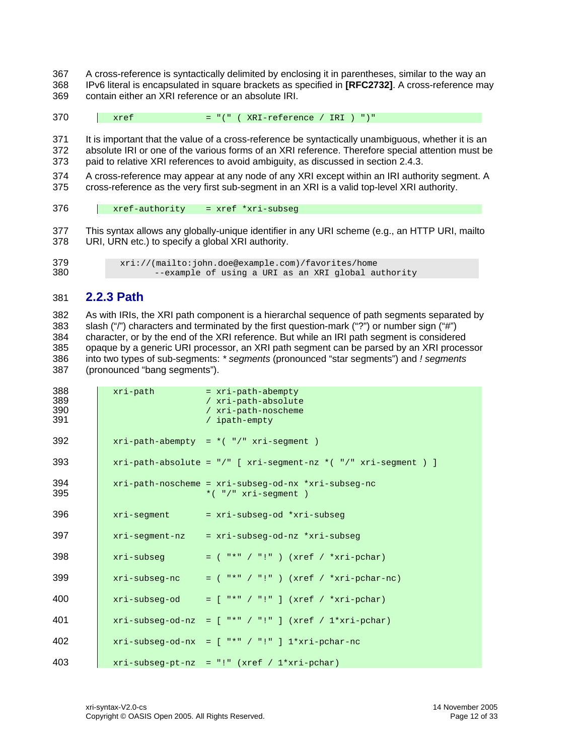A cross-reference is syntactically delimited by enclosing it in parentheses, similar to the way an IPv6 literal is encapsulated in square brackets as specified in **[RFC2732]**. A cross-reference may contain either an XRI reference or an absolute IRI.

```
xref               = "(" ( XRI-reference / IRI ) ")"
```

It is important that the value of a cross-reference be syntactically unambiguous, whether it is an absolute IRI or one of the various forms of an XRI reference. Therefore special attention must be paid to relative XRI references to avoid ambiguity, as discussed in section 2.4.3.

A cross-reference may appear at any node of any XRI except within an IRI authority segment. A cross-reference as the very first sub-segment in an XRI is a valid top-level XRI authority.

```
xref-authority     = xref *xri-subseg
```

This syntax allows any globally-unique identifier in any URI scheme (e.g., an HTTP URI, mailto URI, URN etc.) to specify a global XRI authority.

```
xri://(mailto:john.doe@example.com)/favorites/home
        --example of using a URI as an XRI global authority
```

### 2.2.3 Path

As with IRIs, the XRI path component is a hierarchal sequence of path segments separated by slash ("/") characters and terminated by the first question-mark ("?") or number sign ("#") character, or by the end of the XRI reference. But while an IRI path segment is considered opaque by a generic URI processor, an XRI path segment can be parsed by an XRI processor into two types of sub-segments: *\* segments* (pronounced "star segments") and *! segments* (pronounced "bang segments").

```
xri-path           = xri-path-abempty
                   / xri-path-absolute
                   / xri-path-noscheme
                   / ipath-empty

xri-path-abempty  = *( "/" xri-segment )

xri-path-absolute = "/" [ xri-segment-nz *( "/" xri-segment ) ]

xri-path-noscheme = xri-subseg-od-nx *xri-subseg-nc
                    *( "/" xri-segment )

xri-segment       = xri-subseg-od *xri-subseg

xri-segment-nz    = xri-subseg-od-nz *xri-subseg

xri-subseg        = ( "*" / "!" ) (xref / *xri-pchar)

xri-subseg-nc     = ( "*" / "!" ) (xref / *xri-pchar-nc)

xri-subseg-od     = [ "*" / "!" ] (xref / *xri-pchar)

xri-subseg-od-nz  = [ "*" / "!" ] (xref / 1*xri-pchar)

xri-subseg-od-nx  = [ "*" / "!" ] 1*xri-pchar-nc

xri-subseg-pt-nz  = "!" (xref / 1*xri-pchar)
```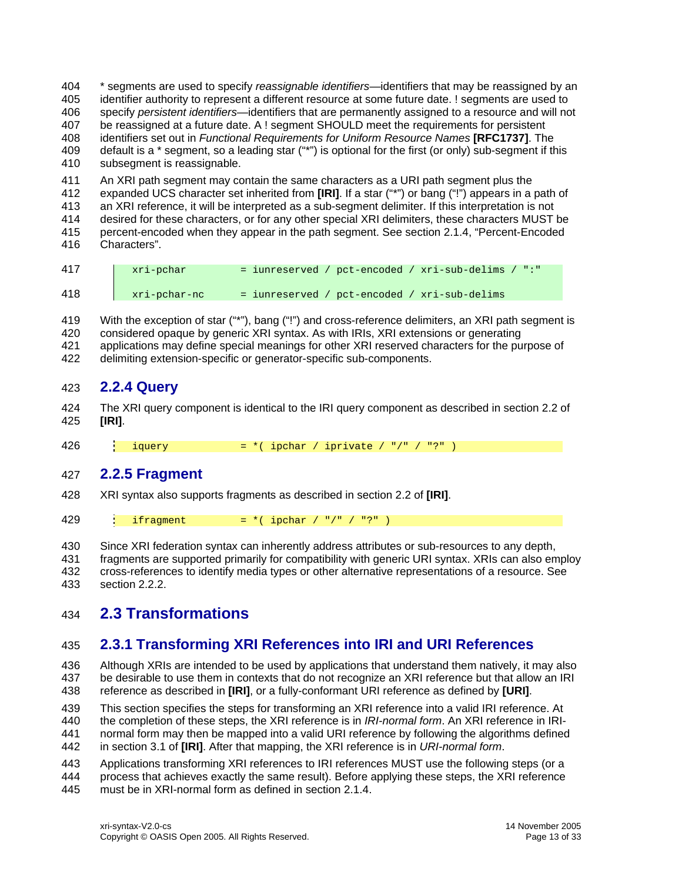* segments are used to specify *reassignable identifiers*—identifiers that may be reassigned by an identifier authority to represent a different resource at some future date. ! segments are used to specify *persistent identifiers*—identifiers that are permanently assigned to a resource and will not be reassigned at a future date. A ! segment SHOULD meet the requirements for persistent identifiers set out in *Functional Requirements for Uniform Resource Names* **[RFC1737]**. The default is a * segment, so a leading star ("*") is optional for the first (or only) sub-segment if this subsegment is reassignable.

An XRI path segment may contain the same characters as a URI path segment plus the expanded UCS character set inherited from **[IRI]**. If a star ("*") or bang ("!") appears in a path of an XRI reference, it will be interpreted as a sub-segment delimiter. If this interpretation is not desired for these characters, or for any other special XRI delimiters, these characters MUST be percent-encoded when they appear in the path segment. See section 2.1.4, "Percent-Encoded Characters".

```
xri-pchar         = iunreserved / pct-encoded / xri-sub-delims / ":"

xri-pchar-nc      = iunreserved / pct-encoded / xri-sub-delims
```

With the exception of star ("*"), bang ("!") and cross-reference delimiters, an XRI path segment is considered opaque by generic XRI syntax. As with IRIs, XRI extensions or generating applications may define special meanings for other XRI reserved characters for the purpose of delimiting extension-specific or generator-specific sub-components.

### 2.2.4 Query

The XRI query component is identical to the IRI query component as described in section 2.2 of **[IRI]**.

```
iquery            = *( ipchar / iprivate / "/" / "?" )
```

### 2.2.5 Fragment

XRI syntax also supports fragments as described in section 2.2 of **[IRI]**.

```
ifragment         = *( ipchar / "/" / "?" )
```

Since XRI federation syntax can inherently address attributes or sub-resources to any depth, fragments are supported primarily for compatibility with generic URI syntax. XRIs can also employ cross-references to identify media types or other alternative representations of a resource. See section 2.2.2.

## 2.3 Transformations

### 2.3.1 Transforming XRI References into IRI and URI References

Although XRIs are intended to be used by applications that understand them natively, it may also be desirable to use them in contexts that do not recognize an XRI reference but that allow an IRI reference as described in **[IRI]**, or a fully-conformant URI reference as defined by **[URI]**.

This section specifies the steps for transforming an XRI reference into a valid IRI reference. At the completion of these steps, the XRI reference is in *IRI-normal form*. An XRI reference in IRI-normal form may then be mapped into a valid URI reference by following the algorithms defined in section 3.1 of **[IRI]**. After that mapping, the XRI reference is in *URI-normal form*.

Applications transforming XRI references to IRI references MUST use the following steps (or a process that achieves exactly the same result). Before applying these steps, the XRI reference must be in XRI-normal form as defined in section 2.1.4.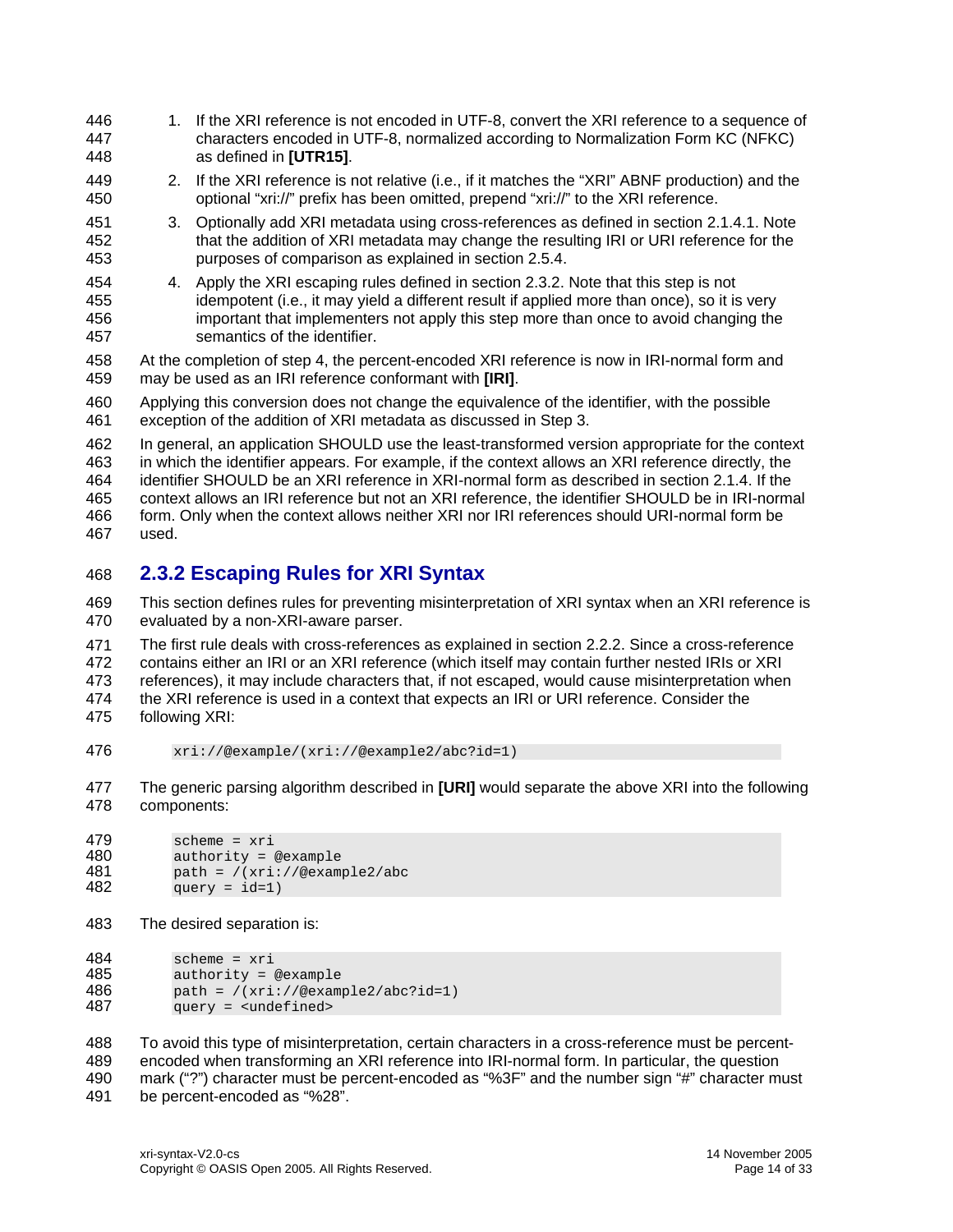1. If the XRI reference is not encoded in UTF-8, convert the XRI reference to a sequence of characters encoded in UTF-8, normalized according to Normalization Form KC (NFKC) as defined in **[UTR15]**.
2. If the XRI reference is not relative (i.e., if it matches the "XRI" ABNF production) and the optional "xri://" prefix has been omitted, prepend "xri://" to the XRI reference.
3. Optionally add XRI metadata using cross-references as defined in section 2.1.4.1. Note that the addition of XRI metadata may change the resulting IRI or URI reference for the purposes of comparison as explained in section 2.5.4.
4. Apply the XRI escaping rules defined in section 2.3.2. Note that this step is not idempotent (i.e., it may yield a different result if applied more than once), so it is very important that implementers not apply this step more than once to avoid changing the semantics of the identifier.

At the completion of step 4, the percent-encoded XRI reference is now in IRI-normal form and may be used as an IRI reference conformant with **[IRI]**.

Applying this conversion does not change the equivalence of the identifier, with the possible exception of the addition of XRI metadata as discussed in Step 3.

In general, an application SHOULD use the least-transformed version appropriate for the context in which the identifier appears. For example, if the context allows an XRI reference directly, the identifier SHOULD be an XRI reference in XRI-normal form as described in section 2.1.4. If the context allows an IRI reference but not an XRI reference, the identifier SHOULD be in IRI-normal form. Only when the context allows neither XRI nor IRI references should URI-normal form be used.

### 2.3.2 Escaping Rules for XRI Syntax

This section defines rules for preventing misinterpretation of XRI syntax when an XRI reference is evaluated by a non-XRI-aware parser.

The first rule deals with cross-references as explained in section 2.2.2. Since a cross-reference contains either an IRI or an XRI reference (which itself may contain further nested IRIs or XRI references), it may include characters that, if not escaped, would cause misinterpretation when the XRI reference is used in a context that expects an IRI or URI reference. Consider the following XRI:

```
xri://@example/(xri://@example2/abc?id=1)
```

The generic parsing algorithm described in **[URI]** would separate the above XRI into the following components:

```
scheme = xri
authority = @example
path = /(xri://@example2/abc
query = id=1)
```

The desired separation is:

```
scheme = xri
authority = @example
path = /(xri://@example2/abc?id=1)
query = <undefined>
```

To avoid this type of misinterpretation, certain characters in a cross-reference must be percent-encoded when transforming an XRI reference into IRI-normal form. In particular, the question mark ("?") character must be percent-encoded as "%3F" and the number sign "#" character must be percent-encoded as "%28".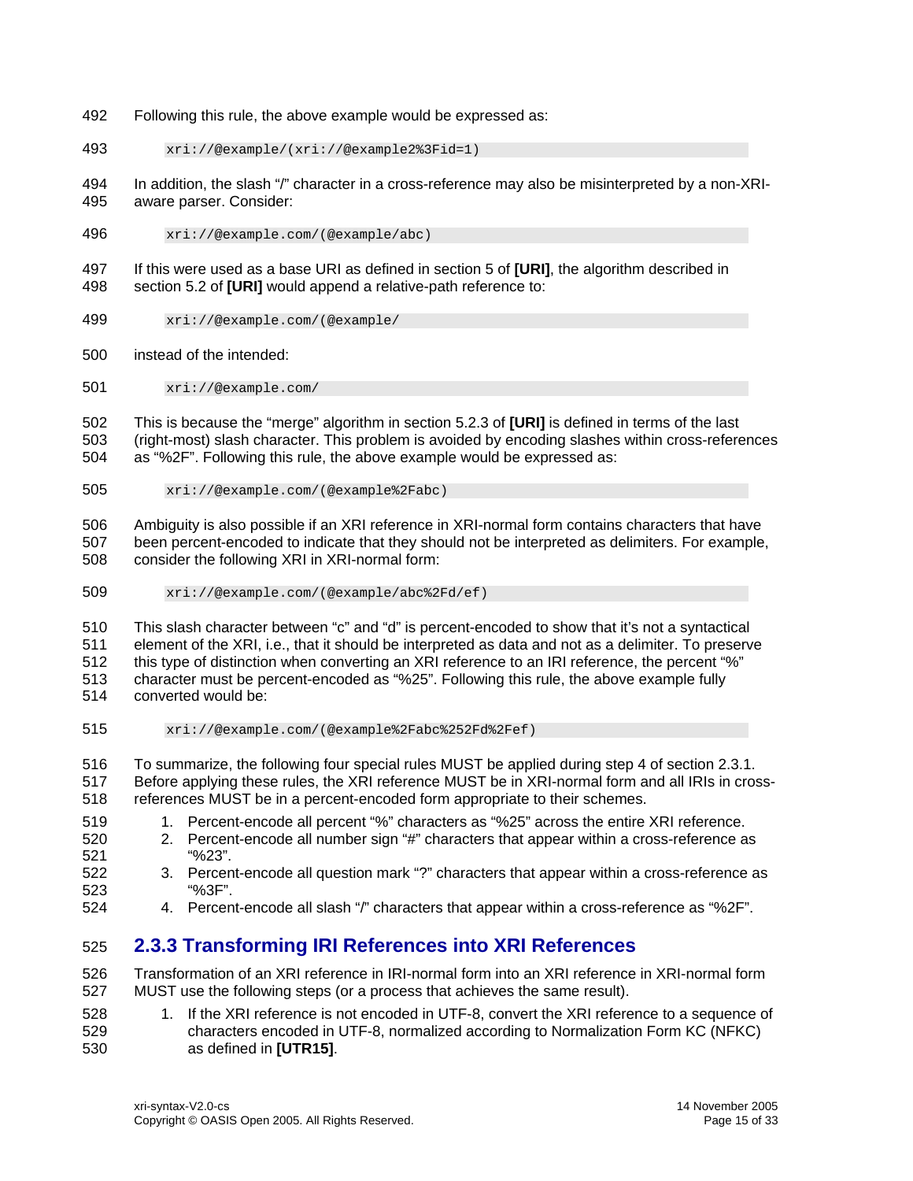Following this rule, the above example would be expressed as:

```
xri://@example/(xri://@example2%3Fid=1)
```

In addition, the slash "/" character in a cross-reference may also be misinterpreted by a non-XRI-aware parser. Consider:

```
xri://@example.com/(@example/abc)
```

If this were used as a base URI as defined in section 5 of **[URI]**, the algorithm described in section 5.2 of **[URI]** would append a relative-path reference to:

```
xri://@example.com/(@example/
```

instead of the intended:

```
xri://@example.com/
```

This is because the "merge" algorithm in section 5.2.3 of **[URI]** is defined in terms of the last (right-most) slash character. This problem is avoided by encoding slashes within cross-references as "%2F". Following this rule, the above example would be expressed as:

```
xri://@example.com/(@example%2Fabc)
```

Ambiguity is also possible if an XRI reference in XRI-normal form contains characters that have been percent-encoded to indicate that they should not be interpreted as delimiters. For example, consider the following XRI in XRI-normal form:

```
xri://@example.com/(@example/abc%2Fd/ef)
```

This slash character between "c" and "d" is percent-encoded to show that it's not a syntactical element of the XRI, i.e., that it should be interpreted as data and not as a delimiter. To preserve this type of distinction when converting an XRI reference to an IRI reference, the percent "%" character must be percent-encoded as "%25". Following this rule, the above example fully converted would be:

```
xri://@example.com/(@example%2Fabc%252Fd%2Fef)
```

To summarize, the following four special rules MUST be applied during step 4 of section 2.3.1. Before applying these rules, the XRI reference MUST be in XRI-normal form and all IRIs in cross-references MUST be in a percent-encoded form appropriate to their schemes.

1. Percent-encode all percent "%" characters as "%25" across the entire XRI reference.
2. Percent-encode all number sign "#" characters that appear within a cross-reference as "%23".
3. Percent-encode all question mark "?" characters that appear within a cross-reference as "%3F".
4. Percent-encode all slash "/" characters that appear within a cross-reference as "%2F".

### 2.3.3 Transforming IRI References into XRI References

Transformation of an XRI reference in IRI-normal form into an XRI reference in XRI-normal form MUST use the following steps (or a process that achieves the same result).

1. If the XRI reference is not encoded in UTF-8, convert the XRI reference to a sequence of characters encoded in UTF-8, normalized according to Normalization Form KC (NFKC) as defined in **[UTR15]**.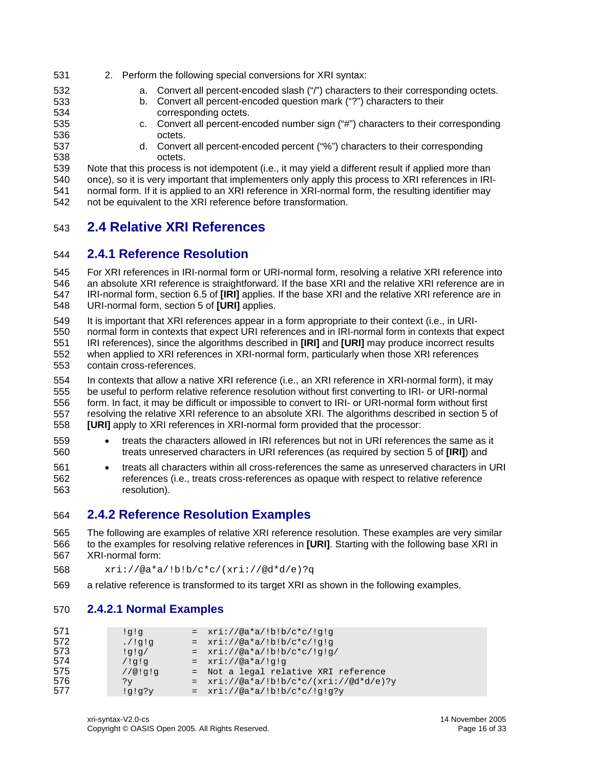2. Perform the following special conversions for XRI syntax:
   a. Convert all percent-encoded slash ("/") characters to their corresponding octets.
   b. Convert all percent-encoded question mark ("?") characters to their corresponding octets.
   c. Convert all percent-encoded number sign ("#") characters to their corresponding octets.
   d. Convert all percent-encoded percent ("%") characters to their corresponding octets.

Note that this process is not idempotent (i.e., it may yield a different result if applied more than once), so it is very important that implementers only apply this process to XRI references in IRI-normal form. If it is applied to an XRI reference in XRI-normal form, the resulting identifier may not be equivalent to the XRI reference before transformation.

## 2.4 Relative XRI References

### 2.4.1 Reference Resolution

For XRI references in IRI-normal form or URI-normal form, resolving a relative XRI reference into an absolute XRI reference is straightforward. If the base XRI and the relative XRI reference are in IRI-normal form, section 6.5 of **[IRI]** applies. If the base XRI and the relative XRI reference are in URI-normal form, section 5 of **[URI]** applies.

It is important that XRI references appear in a form appropriate to their context (i.e., in URI-normal form in contexts that expect URI references and in IRI-normal form in contexts that expect IRI references), since the algorithms described in **[IRI]** and **[URI]** may produce incorrect results when applied to XRI references in XRI-normal form, particularly when those XRI references contain cross-references.

In contexts that allow a native XRI reference (i.e., an XRI reference in XRI-normal form), it may be useful to perform relative reference resolution without first converting to IRI- or URI-normal form. In fact, it may be difficult or impossible to convert to IRI- or URI-normal form without first resolving the relative XRI reference to an absolute XRI. The algorithms described in section 5 of **[URI]** apply to XRI references in XRI-normal form provided that the processor:

- treats the characters allowed in IRI references but not in URI references the same as it treats unreserved characters in URI references (as required by section 5 of **[IRI]**) and
- treats all characters within all cross-references the same as unreserved characters in URI references (i.e., treats cross-references as opaque with respect to relative reference resolution).

### 2.4.2 Reference Resolution Examples

The following are examples of relative XRI reference resolution. These examples are very similar to the examples for resolving relative references in **[URI]**. Starting with the following base XRI in XRI-normal form:

```
xri://@a*a/!b!b/c*c/(xri://@d*d/e)?q
```

a relative reference is transformed to its target XRI as shown in the following examples.

#### 2.4.2.1 Normal Examples

```
!g!g          =  xri://@a*a/!b!b/c*c/!g!g
./!g!g        =  xri://@a*a/!b!b/c*c/!g!g
!g!g/         =  xri://@a*a/!b!b/c*c/!g!g/
/!g!g         =  xri://@a*a/!g!g
//@!g!g       =  Not a legal relative XRI reference
?y            =  xri://@a*a/!b!b/c*c/(xri://@d*d/e)?y
!g!g?y        =  xri://@a*a/!b!b/c*c/!g!g?y
```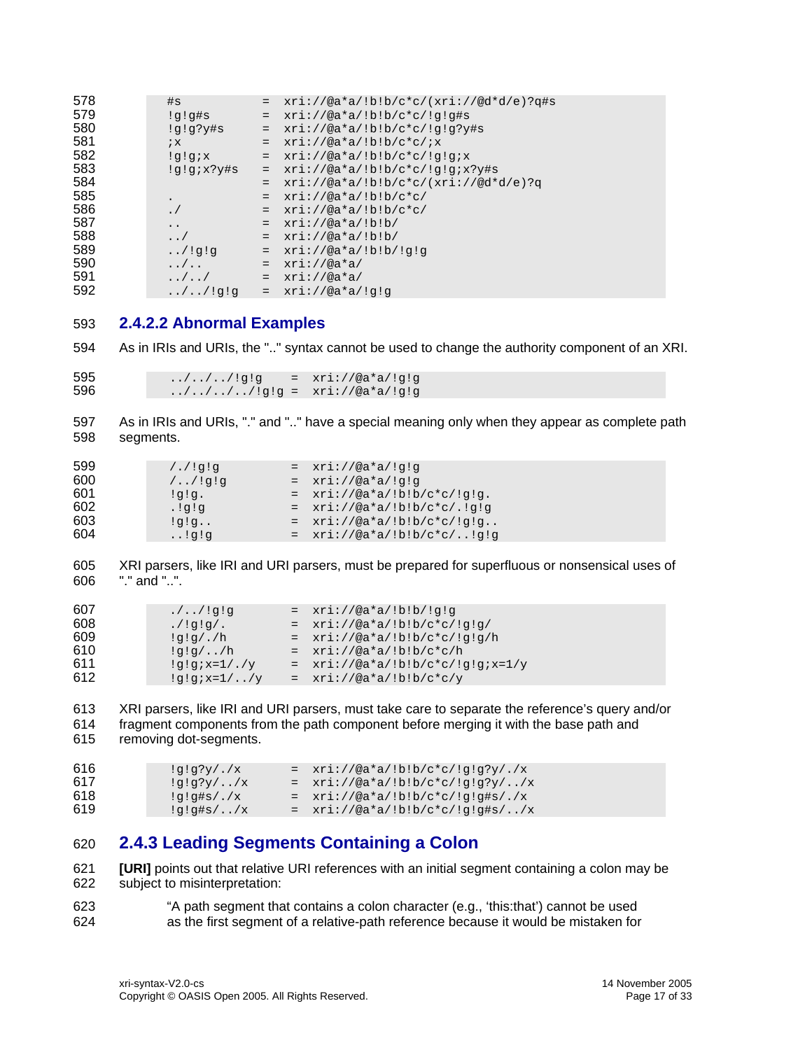```
#s          =  xri://@a*a/!b!b/c*c/(xri://@d*d/e)?q#s
!g!g#s      =  xri://@a*a/!b!b/c*c/!g!g#s
!g!g?y#s    =  xri://@a*a/!b!b/c*c/!g!g?y#s
;x          =  xri://@a*a/!b!b/c*c/;x
!g!g;x      =  xri://@a*a/!b!b/c*c/!g!g;x
!g!g;x?y#s  =  xri://@a*a/!b!b/c*c/!g!g;x?y#s
            =  xri://@a*a/!b!b/c*c/(xri://@d*d/e)?q
.           =  xri://@a*a/!b!b/c*c/
./          =  xri://@a*a/!b!b/c*c/
..          =  xri://@a*a/!b!b/
../         =  xri://@a*a/!b!b/
../!g!g     =  xri://@a*a/!b!b/!g!g
../..       =  xri://@a*a/
../../      =  xri://@a*a/
../../!g!g  =  xri://@a*a/!g!g
```

### 2.4.2.2 Abnormal Examples

As in IRIs and URIs, the ".." syntax cannot be used to change the authority component of an XRI.

```
../../../!g!g    =  xri://@a*a/!g!g
../../../../!g!g =  xri://@a*a/!g!g
```

As in IRIs and URIs, "." and ".." have a special meaning only when they appear as complete path segments.

```
/./!g!g          =  xri://@a*a/!g!g
/../!g!g         =  xri://@a*a/!g!g
!g!g.            =  xri://@a*a/!b!b/c*c/!g!g.
.!g!g            =  xri://@a*a/!b!b/c*c/.!g!g
!g!g..           =  xri://@a*a/!b!b/c*c/!g!g..
..!g!g           =  xri://@a*a/!b!b/c*c/..!g!g
```

XRI parsers, like IRI and URI parsers, must be prepared for superfluous or nonsensical uses of "." and "..".

```
./../!g!g        =  xri://@a*a/!b!b/!g!g
./!g!g/.         =  xri://@a*a/!b!b/c*c/!g!g/
!g!g/./h         =  xri://@a*a/!b!b/c*c/!g!g/h
!g!g/../h        =  xri://@a*a/!b!b/c*c/h
!g!g;x=1/./y     =  xri://@a*a/!b!b/c*c/!g!g;x=1/y
!g!g;x=1/../y    =  xri://@a*a/!b!b/c*c/y
```

XRI parsers, like IRI and URI parsers, must take care to separate the reference's query and/or fragment components from the path component before merging it with the base path and removing dot-segments.

```
!g!g?y/./x       =  xri://@a*a/!b!b/c*c/!g!g?y/./x
!g!g?y/../x      =  xri://@a*a/!b!b/c*c/!g!g?y/../x
!g!g#s/./x       =  xri://@a*a/!b!b/c*c/!g!g#s/./x
!g!g#s/../x      =  xri://@a*a/!b!b/c*c/!g!g#s/../x
```

## 2.4.3 Leading Segments Containing a Colon

**[URI]** points out that relative URI references with an initial segment containing a colon may be subject to misinterpretation:

> "A path segment that contains a colon character (e.g., 'this:that') cannot be used as the first segment of a relative-path reference because it would be mistaken for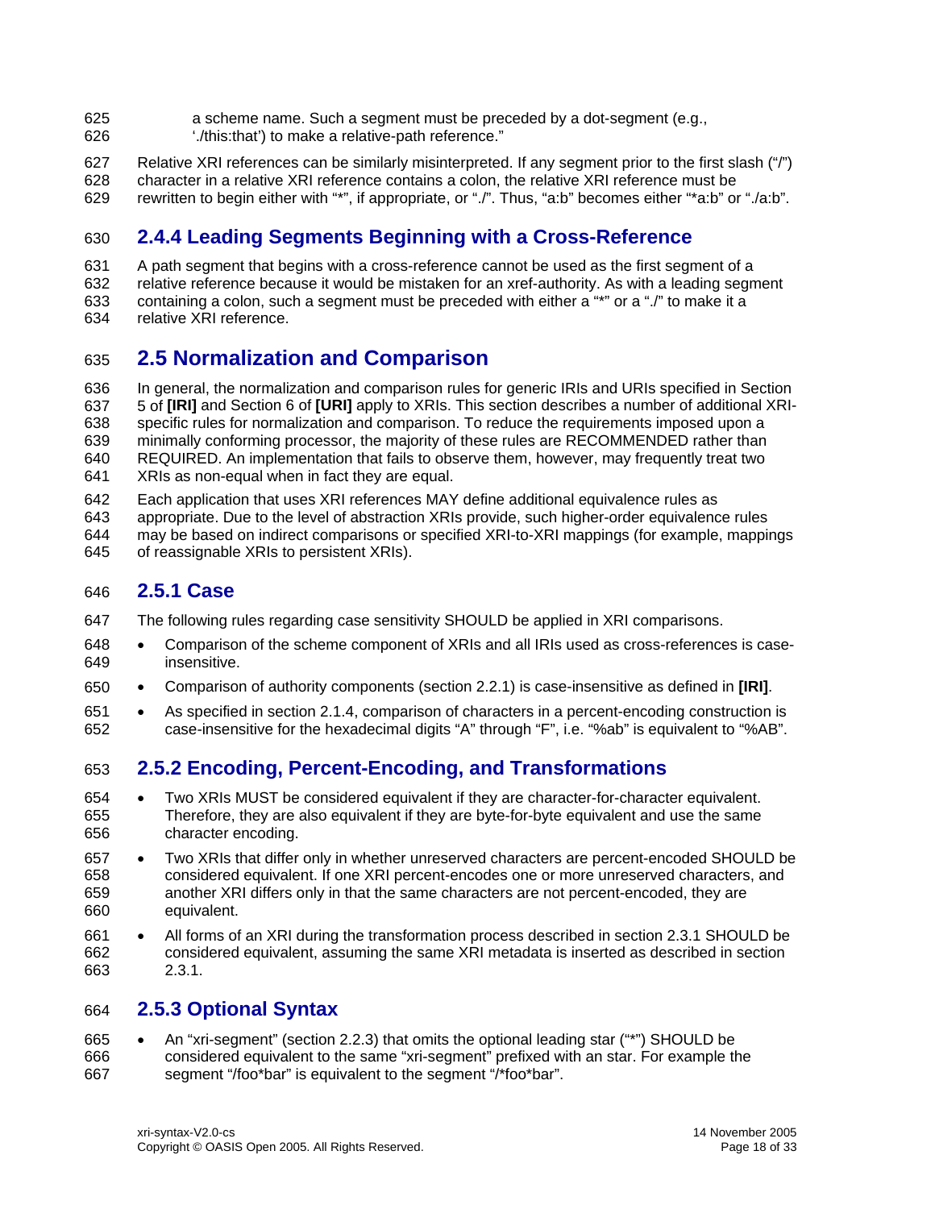a scheme name. Such a segment must be preceded by a dot-segment (e.g., './this:that') to make a relative-path reference."

Relative XRI references can be similarly misinterpreted. If any segment prior to the first slash ("/") character in a relative XRI reference contains a colon, the relative XRI reference must be rewritten to begin either with "*", if appropriate, or "./". Thus, "a:b" becomes either "*a:b" or "./a:b".

### 2.4.4 Leading Segments Beginning with a Cross-Reference

A path segment that begins with a cross-reference cannot be used as the first segment of a relative reference because it would be mistaken for an xref-authority. As with a leading segment containing a colon, such a segment must be preceded with either a "*" or a "./" to make it a relative XRI reference.

## 2.5 Normalization and Comparison

In general, the normalization and comparison rules for generic IRIs and URIs specified in Section 5 of **[IRI]** and Section 6 of **[URI]** apply to XRIs. This section describes a number of additional XRI-specific rules for normalization and comparison. To reduce the requirements imposed upon a minimally conforming processor, the majority of these rules are RECOMMENDED rather than REQUIRED. An implementation that fails to observe them, however, may frequently treat two XRIs as non-equal when in fact they are equal.

Each application that uses XRI references MAY define additional equivalence rules as appropriate. Due to the level of abstraction XRIs provide, such higher-order equivalence rules may be based on indirect comparisons or specified XRI-to-XRI mappings (for example, mappings of reassignable XRIs to persistent XRIs).

### 2.5.1 Case

The following rules regarding case sensitivity SHOULD be applied in XRI comparisons.

- Comparison of the scheme component of XRIs and all IRIs used as cross-references is case-insensitive.
- Comparison of authority components (section 2.2.1) is case-insensitive as defined in **[IRI]**.
- As specified in section 2.1.4, comparison of characters in a percent-encoding construction is case-insensitive for the hexadecimal digits "A" through "F", i.e. "%ab" is equivalent to "%AB".

### 2.5.2 Encoding, Percent-Encoding, and Transformations

- Two XRIs MUST be considered equivalent if they are character-for-character equivalent. Therefore, they are also equivalent if they are byte-for-byte equivalent and use the same character encoding.
- Two XRIs that differ only in whether unreserved characters are percent-encoded SHOULD be considered equivalent. If one XRI percent-encodes one or more unreserved characters, and another XRI differs only in that the same characters are not percent-encoded, they are equivalent.
- All forms of an XRI during the transformation process described in section 2.3.1 SHOULD be considered equivalent, assuming the same XRI metadata is inserted as described in section 2.3.1.

### 2.5.3 Optional Syntax

- An "xri-segment" (section 2.2.3) that omits the optional leading star ("*") SHOULD be considered equivalent to the same "xri-segment" prefixed with an star. For example the segment "/foo*bar" is equivalent to the segment "/*foo*bar".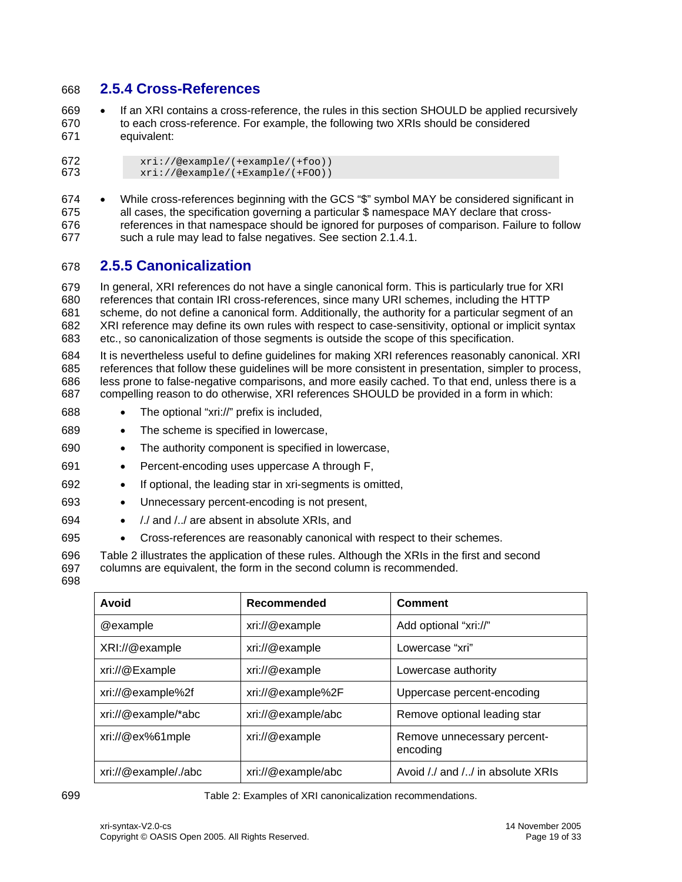### 2.5.4 Cross-References

- If an XRI contains a cross-reference, the rules in this section SHOULD be applied recursively to each cross-reference. For example, the following two XRIs should be considered equivalent:

```
xri://@example/(+example/(+foo))
xri://@example/(+Example/(+FOO))
```

- While cross-references beginning with the GCS "$" symbol MAY be considered significant in all cases, the specification governing a particular $ namespace MAY declare that cross-references in that namespace should be ignored for purposes of comparison. Failure to follow such a rule may lead to false negatives. See section 2.1.4.1.

### 2.5.5 Canonicalization

In general, XRI references do not have a single canonical form. This is particularly true for XRI references that contain IRI cross-references, since many URI schemes, including the HTTP scheme, do not define a canonical form. Additionally, the authority for a particular segment of an XRI reference may define its own rules with respect to case-sensitivity, optional or implicit syntax etc., so canonicalization of those segments is outside the scope of this specification.

It is nevertheless useful to define guidelines for making XRI references reasonably canonical. XRI references that follow these guidelines will be more consistent in presentation, simpler to process, less prone to false-negative comparisons, and more easily cached. To that end, unless there is a compelling reason to do otherwise, XRI references SHOULD be provided in a form in which:

- The optional "xri://" prefix is included,
- The scheme is specified in lowercase,
- The authority component is specified in lowercase,
- Percent-encoding uses uppercase A through F,
- If optional, the leading star in xri-segments is omitted,
- Unnecessary percent-encoding is not present,
- /./ and /../ are absent in absolute XRIs, and
- Cross-references are reasonably canonical with respect to their schemes.

Table 2 illustrates the application of these rules. Although the XRIs in the first and second columns are equivalent, the form in the second column is recommended.

| Avoid | Recommended | Comment |
|---|---|---|
| @example | xri://@example | Add optional "xri://" |
| XRI://@example | xri://@example | Lowercase "xri" |
| xri://@Example | xri://@example | Lowercase authority |
| xri://@example%2f | xri://@example%2F | Uppercase percent-encoding |
| xri://@example/*abc | xri://@example/abc | Remove optional leading star |
| xri://@ex%61mple | xri://@example | Remove unnecessary percent-encoding |
| xri://@example/./abc | xri://@example/abc | Avoid /./ and /../ in absolute XRIs |

Table 2: Examples of XRI canonicalization recommendations.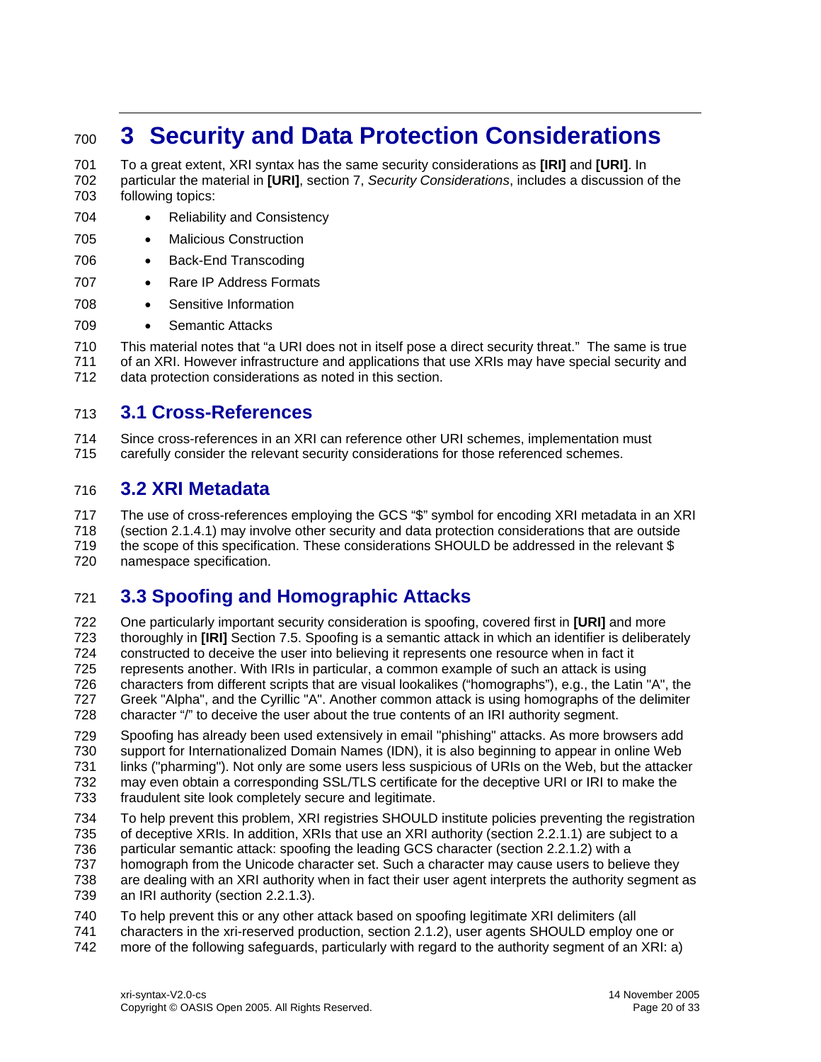# 3 Security and Data Protection Considerations

To a great extent, XRI syntax has the same security considerations as **[IRI]** and **[URI]**. In particular the material in **[URI]**, section 7, *Security Considerations*, includes a discussion of the following topics:

- Reliability and Consistency
- Malicious Construction
- Back-End Transcoding
- Rare IP Address Formats
- Sensitive Information
- Semantic Attacks

This material notes that "a URI does not in itself pose a direct security threat." The same is true of an XRI. However infrastructure and applications that use XRIs may have special security and data protection considerations as noted in this section.

## 3.1 Cross-References

Since cross-references in an XRI can reference other URI schemes, implementation must carefully consider the relevant security considerations for those referenced schemes.

## 3.2 XRI Metadata

The use of cross-references employing the GCS "$" symbol for encoding XRI metadata in an XRI (section 2.1.4.1) may involve other security and data protection considerations that are outside the scope of this specification. These considerations SHOULD be addressed in the relevant $ namespace specification.

## 3.3 Spoofing and Homographic Attacks

One particularly important security consideration is spoofing, covered first in **[URI]** and more thoroughly in **[IRI]** Section 7.5. Spoofing is a semantic attack in which an identifier is deliberately constructed to deceive the user into believing it represents one resource when in fact it represents another. With IRIs in particular, a common example of such an attack is using characters from different scripts that are visual lookalikes ("homographs"), e.g., the Latin "A", the Greek "Alpha", and the Cyrillic "A". Another common attack is using homographs of the delimiter character "/" to deceive the user about the true contents of an IRI authority segment.

Spoofing has already been used extensively in email "phishing" attacks. As more browsers add support for Internationalized Domain Names (IDN), it is also beginning to appear in online Web links ("pharming"). Not only are some users less suspicious of URIs on the Web, but the attacker may even obtain a corresponding SSL/TLS certificate for the deceptive URI or IRI to make the fraudulent site look completely secure and legitimate.

To help prevent this problem, XRI registries SHOULD institute policies preventing the registration of deceptive XRIs. In addition, XRIs that use an XRI authority (section 2.2.1.1) are subject to a particular semantic attack: spoofing the leading GCS character (section 2.2.1.2) with a homograph from the Unicode character set. Such a character may cause users to believe they are dealing with an XRI authority when in fact their user agent interprets the authority segment as an IRI authority (section 2.2.1.3).

To help prevent this or any other attack based on spoofing legitimate XRI delimiters (all characters in the xri-reserved production, section 2.1.2), user agents SHOULD employ one or more of the following safeguards, particularly with regard to the authority segment of an XRI: a)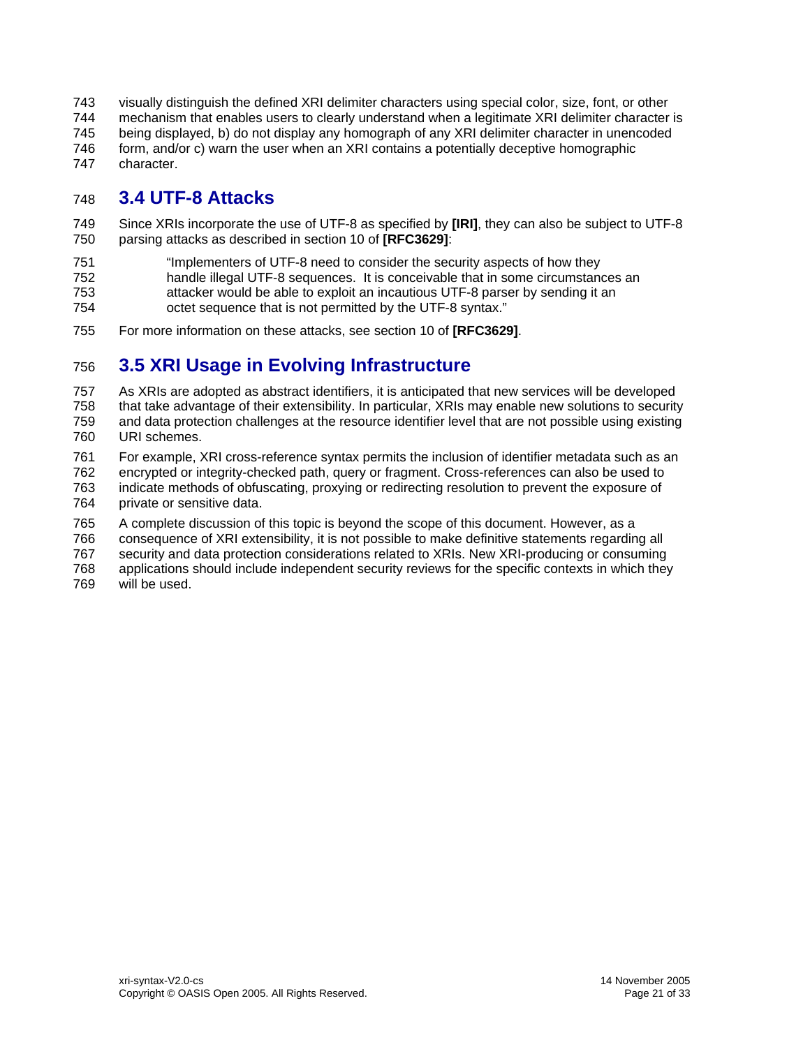visually distinguish the defined XRI delimiter characters using special color, size, font, or other mechanism that enables users to clearly understand when a legitimate XRI delimiter character is being displayed, b) do not display any homograph of any XRI delimiter character in unencoded form, and/or c) warn the user when an XRI contains a potentially deceptive homographic character.

## 3.4 UTF-8 Attacks

Since XRIs incorporate the use of UTF-8 as specified by **[IRI]**, they can also be subject to UTF-8 parsing attacks as described in section 10 of **[RFC3629]**:

> "Implementers of UTF-8 need to consider the security aspects of how they handle illegal UTF-8 sequences. It is conceivable that in some circumstances an attacker would be able to exploit an incautious UTF-8 parser by sending it an octet sequence that is not permitted by the UTF-8 syntax."

For more information on these attacks, see section 10 of **[RFC3629]**.

## 3.5 XRI Usage in Evolving Infrastructure

As XRIs are adopted as abstract identifiers, it is anticipated that new services will be developed that take advantage of their extensibility. In particular, XRIs may enable new solutions to security and data protection challenges at the resource identifier level that are not possible using existing URI schemes.

For example, XRI cross-reference syntax permits the inclusion of identifier metadata such as an encrypted or integrity-checked path, query or fragment. Cross-references can also be used to indicate methods of obfuscating, proxying or redirecting resolution to prevent the exposure of private or sensitive data.

A complete discussion of this topic is beyond the scope of this document. However, as a consequence of XRI extensibility, it is not possible to make definitive statements regarding all security and data protection considerations related to XRIs. New XRI-producing or consuming applications should include independent security reviews for the specific contexts in which they will be used.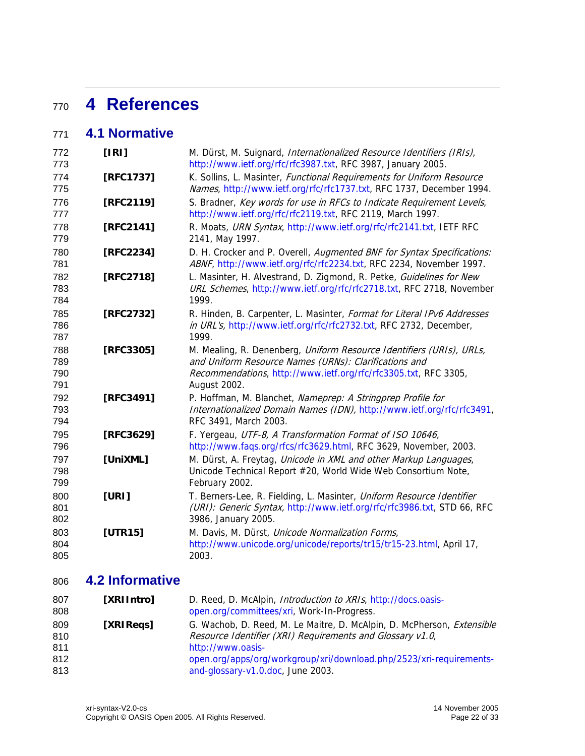# 4 References

## 4.1 Normative

**[IRI]** M. Dürst, M. Suignard, *Internationalized Resource Identifiers (IRIs)*, http://www.ietf.org/rfc/rfc3987.txt, RFC 3987, January 2005.

**[RFC1737]** K. Sollins, L. Masinter, *Functional Requirements for Uniform Resource Names*, http://www.ietf.org/rfc/rfc1737.txt, RFC 1737, December 1994.

**[RFC2119]** S. Bradner, *Key words for use in RFCs to Indicate Requirement Levels*, http://www.ietf.org/rfc/rfc2119.txt, RFC 2119, March 1997.

**[RFC2141]** R. Moats, *URN Syntax*, http://www.ietf.org/rfc/rfc2141.txt, IETF RFC 2141, May 1997.

**[RFC2234]** D. H. Crocker and P. Overell, *Augmented BNF for Syntax Specifications: ABNF*, http://www.ietf.org/rfc/rfc2234.txt, RFC 2234, November 1997.

**[RFC2718]** L. Masinter, H. Alvestrand, D. Zigmond, R. Petke, *Guidelines for New URL Schemes*, http://www.ietf.org/rfc/rfc2718.txt, RFC 2718, November 1999.

**[RFC2732]** R. Hinden, B. Carpenter, L. Masinter, *Format for Literal IPv6 Addresses in URL's,* http://www.ietf.org/rfc/rfc2732.txt, RFC 2732, December, 1999.

**[RFC3305]** M. Mealing, R. Denenberg, *Uniform Resource Identifiers (URIs), URLs, and Uniform Resource Names (URNs): Clarifications and Recommendations*, http://www.ietf.org/rfc/rfc3305.txt, RFC 3305, August 2002.

**[RFC3491]** P. Hoffman, M. Blanchet, *Nameprep: A Stringprep Profile for Internationalized Domain Names (IDN),* http://www.ietf.org/rfc/rfc3491, RFC 3491, March 2003.

**[RFC3629]** F. Yergeau, *UTF-8, A Transformation Format of ISO 10646,* http://www.faqs.org/rfcs/rfc3629.html, RFC 3629, November, 2003.

**[UniXML]** M. Dürst, A. Freytag, *Unicode in XML and other Markup Languages*, Unicode Technical Report #20, World Wide Web Consortium Note, February 2002.

**[URI]** T. Berners-Lee, R. Fielding, L. Masinter, *Uniform Resource Identifier (URI): Generic Syntax,* http://www.ietf.org/rfc/rfc3986.txt, STD 66, RFC 3986, January 2005.

**[UTR15]** M. Davis, M. Dürst, *Unicode Normalization Forms*, http://www.unicode.org/unicode/reports/tr15/tr15-23.html, April 17, 2003.

## 4.2 Informative

**[XRIIntro]** D. Reed, D. McAlpin, *Introduction to XRIs*, http://docs.oasis-open.org/committees/xri, Work-In-Progress.

**[XRIReqs]** G. Wachob, D. Reed, M. Le Maitre, D. McAlpin, D. McPherson, *Extensible Resource Identifier (XRI) Requirements and Glossary v1.0*, http://www.oasis-open.org/apps/org/workgroup/xri/download.php/2523/xri-requirements-and-glossary-v1.0.doc, June 2003.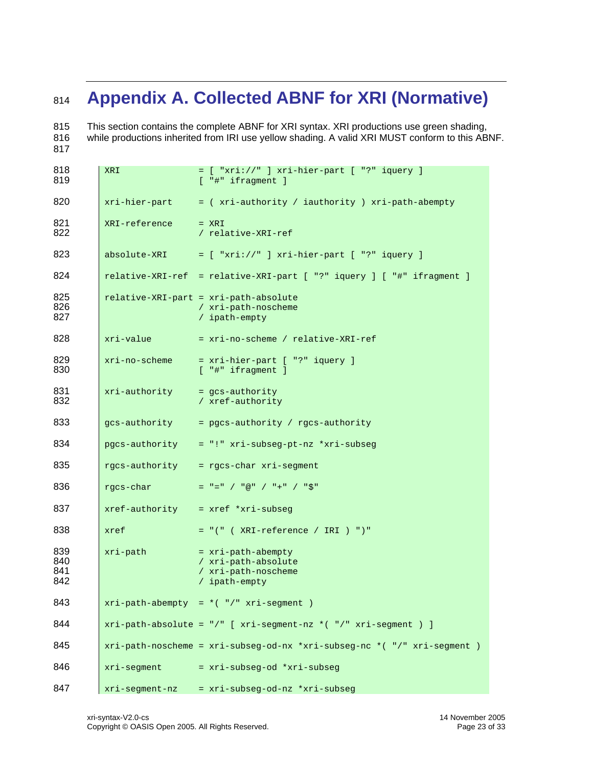# Appendix A. Collected ABNF for XRI (Normative)

This section contains the complete ABNF for XRI syntax. XRI productions use green shading, while productions inherited from IRI use yellow shading. A valid XRI MUST conform to this ABNF.

```
XRI               = [ "xri://" ] xri-hier-part [ "?" iquery ]
                    [ "#" ifragment ]

xri-hier-part     = ( xri-authority / iauthority ) xri-path-abempty

XRI-reference     = XRI
                    / relative-XRI-ref

absolute-XRI      = [ "xri://" ] xri-hier-part [ "?" iquery ]

relative-XRI-ref  = relative-XRI-part [ "?" iquery ] [ "#" ifragment ]

relative-XRI-part = xri-path-absolute
                    / xri-path-noscheme
                    / ipath-empty

xri-value         = xri-no-scheme / relative-XRI-ref

xri-no-scheme     = xri-hier-part [ "?" iquery ]
                    [ "#" ifragment ]

xri-authority     = gcs-authority
                    / xref-authority

gcs-authority     = pgcs-authority / rgcs-authority

pgcs-authority    = "!" xri-subseg-pt-nz *xri-subseg

rgcs-authority    = rgcs-char xri-segment

rgcs-char         = "=" / "@" / "+" / "$"

xref-authority    = xref *xri-subseg

xref              = "(" ( XRI-reference / IRI ) ")"

xri-path          = xri-path-abempty
                    / xri-path-absolute
                    / xri-path-noscheme
                    / ipath-empty

xri-path-abempty  = *( "/" xri-segment )

xri-path-absolute = "/" [ xri-segment-nz *( "/" xri-segment ) ]

xri-path-noscheme = xri-subseg-od-nx *xri-subseg-nc *( "/" xri-segment )

xri-segment       = xri-subseg-od *xri-subseg

xri-segment-nz    = xri-subseg-od-nz *xri-subseg
```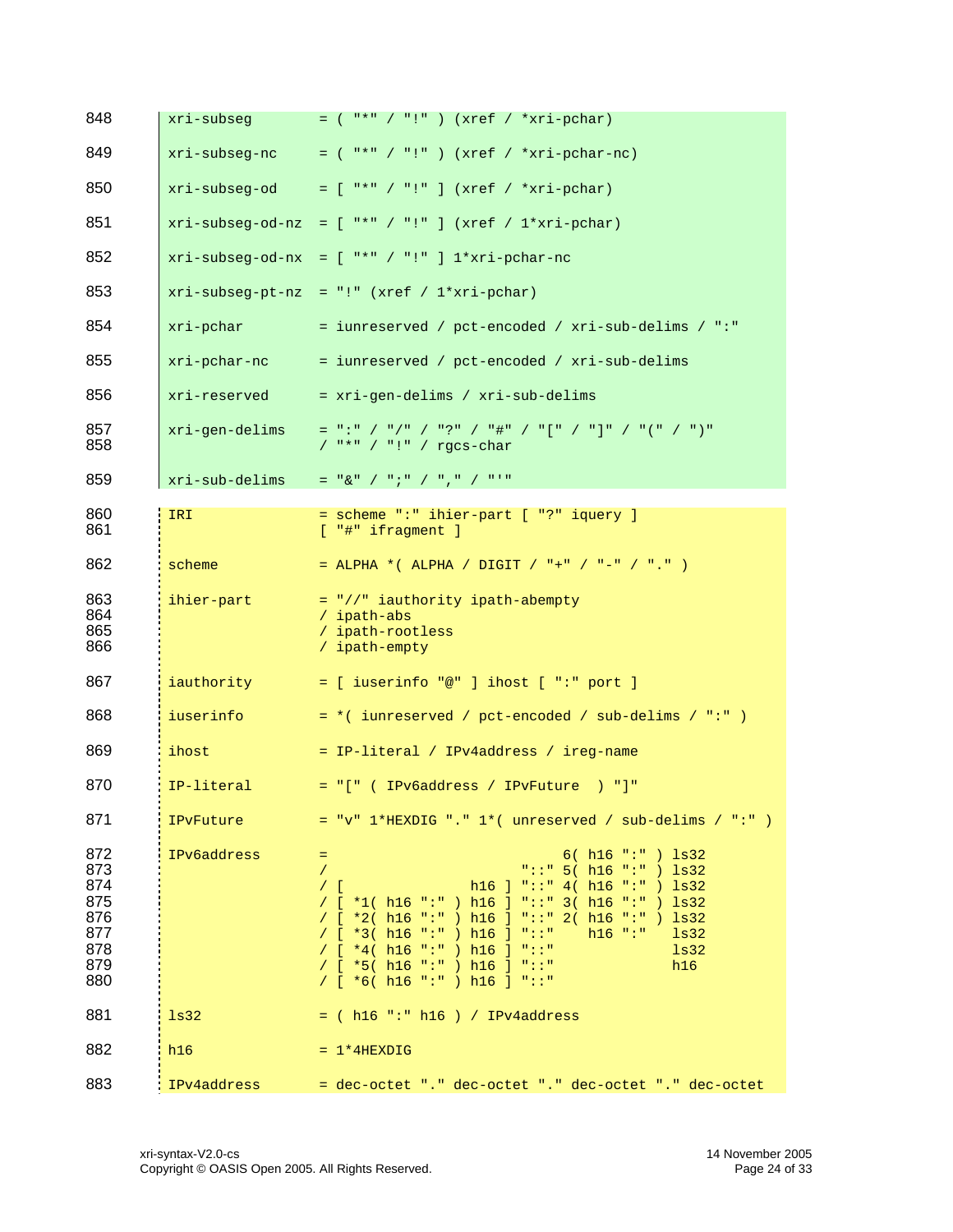```
848  xri-subseg         = ( "*" / "!" ) (xref / *xri-pchar)

849  xri-subseg-nc      = ( "*" / "!" ) (xref / *xri-pchar-nc)

850  xri-subseg-od      = [ "*" / "!" ] (xref / *xri-pchar)

851  xri-subseg-od-nz   = [ "*" / "!" ] (xref / 1*xri-pchar)

852  xri-subseg-od-nx   = [ "*" / "!" ] 1*xri-pchar-nc

853  xri-subseg-pt-nz   = "!" (xref / 1*xri-pchar)

854  xri-pchar          = iunreserved / pct-encoded / xri-sub-delims / ":"

855  xri-pchar-nc       = iunreserved / pct-encoded / xri-sub-delims

856  xri-reserved       = xri-gen-delims / xri-sub-delims

857  xri-gen-delims     = ":" / "/" / "?" / "#" / "[" / "]" / "(" / ")"
858                     / "*" / "!" / rgcs-char

859  xri-sub-delims     = "&" / ";" / "," / "'"

860  IRI                = scheme ":" ihier-part [ "?" iquery ]
861                     [ "#" ifragment ]

862  scheme             = ALPHA *( ALPHA / DIGIT / "+" / "-" / "." )

863  ihier-part         = "//" iauthority ipath-abempty
864                     / ipath-abs
865                     / ipath-rootless
866                     / ipath-empty

867  iauthority         = [ iuserinfo "@" ] ihost [ ":" port ]

868  iuserinfo          = *( iunreserved / pct-encoded / sub-delims / ":" )

869  ihost              = IP-literal / IPv4address / ireg-name

870  IP-literal         = "[" ( IPv6address / IPvFuture  ) "]"

871  IPvFuture          = "v" 1*HEXDIG "." 1*( unreserved / sub-delims / ":" )

872  IPv6address        =                            6( h16 ":" ) ls32
873                     /                       "::" 5( h16 ":" ) ls32
874                     / [               h16 ] "::" 4( h16 ":" ) ls32
875                     / [ *1( h16 ":" ) h16 ] "::" 3( h16 ":" ) ls32
876                     / [ *2( h16 ":" ) h16 ] "::" 2( h16 ":" ) ls32
877                     / [ *3( h16 ":" ) h16 ] "::"    h16 ":"   ls32
878                     / [ *4( h16 ":" ) h16 ] "::"              ls32
879                     / [ *5( h16 ":" ) h16 ] "::"              h16
880                     / [ *6( h16 ":" ) h16 ] "::"

881  ls32               = ( h16 ":" h16 ) / IPv4address

882  h16                = 1*4HEXDIG

883  IPv4address        = dec-octet "." dec-octet "." dec-octet "." dec-octet
```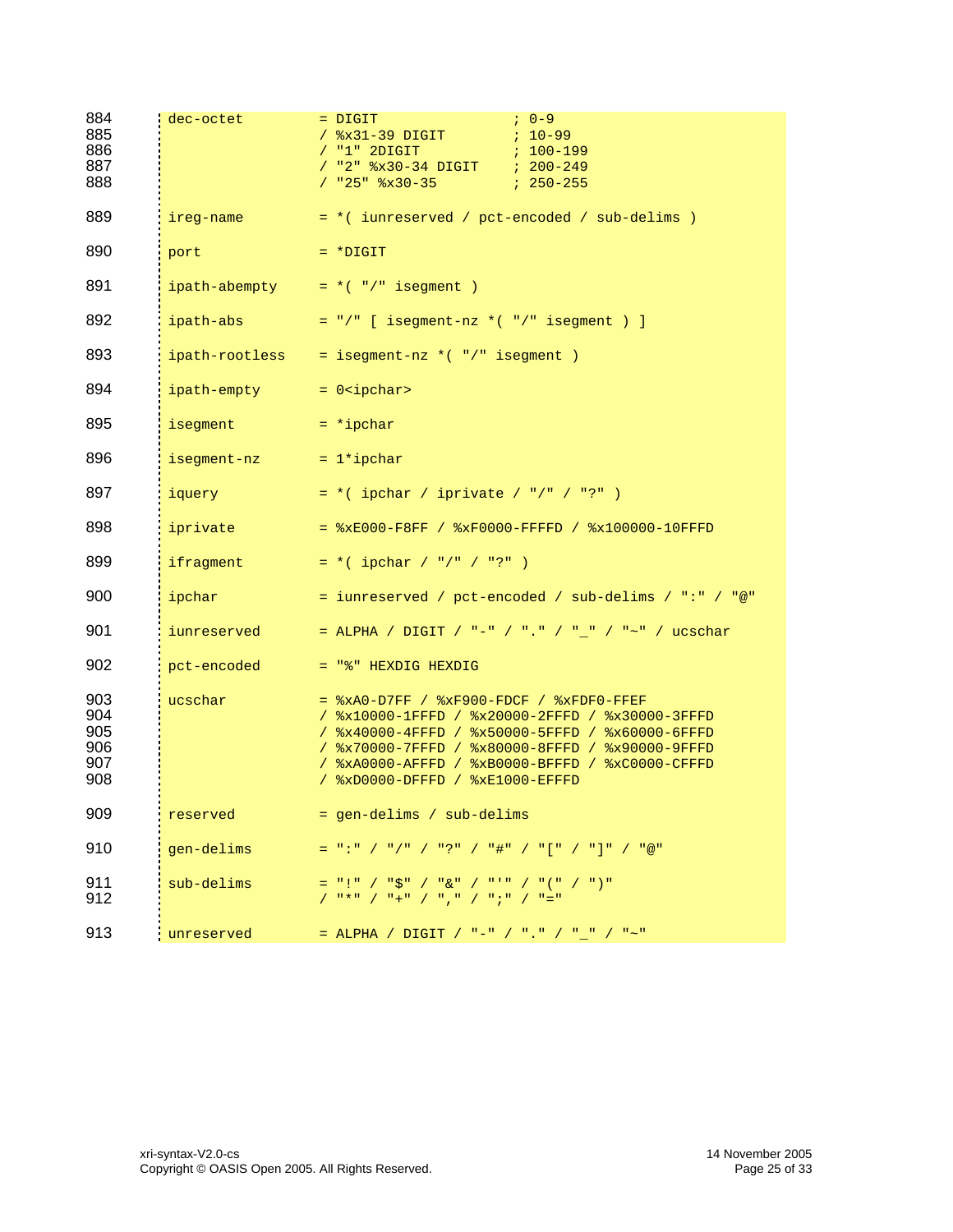```
884   dec-octet        = DIGIT                 ; 0-9
885                    / %x31-39 DIGIT         ; 10-99
886                    / "1" 2DIGIT            ; 100-199
887                    / "2" %x30-34 DIGIT     ; 200-249
888                    / "25" %x30-35          ; 250-255

889   ireg-name        = *( iunreserved / pct-encoded / sub-delims )

890   port             = *DIGIT

891   ipath-abempty    = *( "/" isegment )

892   ipath-abs        = "/" [ isegment-nz *( "/" isegment ) ]

893   ipath-rootless   = isegment-nz *( "/" isegment )

894   ipath-empty      = 0<ipchar>

895   isegment         = *ipchar

896   isegment-nz      = 1*ipchar

897   iquery           = *( ipchar / iprivate / "/" / "?" )

898   iprivate         = %xE000-F8FF / %xF0000-FFFFD / %x100000-10FFFD

899   ifragment        = *( ipchar / "/" / "?" )

900   ipchar           = iunreserved / pct-encoded / sub-delims / ":" / "@"

901   iunreserved      = ALPHA / DIGIT / "-" / "." / "_" / "~" / ucschar

902   pct-encoded      = "%" HEXDIG HEXDIG

903   ucschar          = %xA0-D7FF / %xF900-FDCF / %xFDF0-FFEF
904                    / %x10000-1FFFD / %x20000-2FFFD / %x30000-3FFFD
905                    / %x40000-4FFFD / %x50000-5FFFD / %x60000-6FFFD
906                    / %x70000-7FFFD / %x80000-8FFFD / %x90000-9FFFD
907                    / %xA0000-AFFFD / %xB0000-BFFFD / %xC0000-CFFFD
908                    / %xD0000-DFFFD / %xE1000-EFFFD

909   reserved         = gen-delims / sub-delims

910   gen-delims       = ":" / "/" / "?" / "#" / "[" / "]" / "@"

911   sub-delims       = "!" / "$" / "&" / "'" / "(" / ")"
912                    / "*" / "+" / "," / ";" / "="

913   unreserved       = ALPHA / DIGIT / "-" / "." / "_" / "~"
```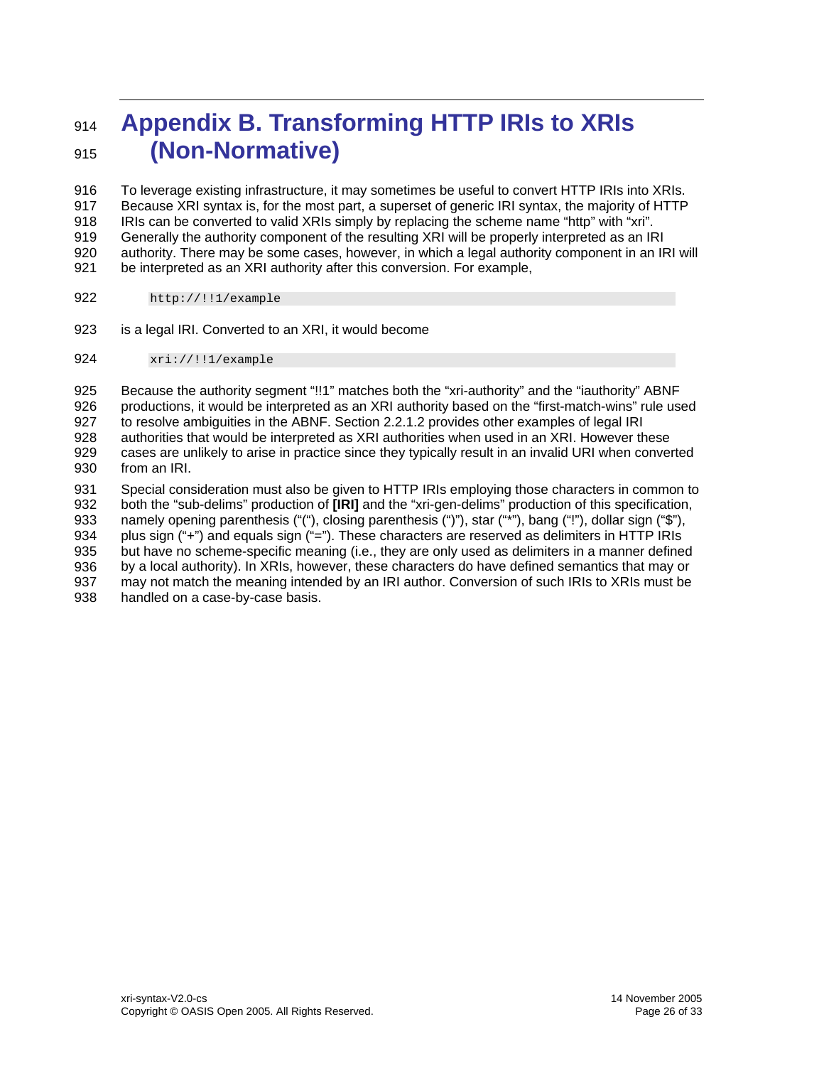# Appendix B. Transforming HTTP IRIs to XRIs (Non-Normative)

To leverage existing infrastructure, it may sometimes be useful to convert HTTP IRIs into XRIs. Because XRI syntax is, for the most part, a superset of generic IRI syntax, the majority of HTTP IRIs can be converted to valid XRIs simply by replacing the scheme name "http" with "xri". Generally the authority component of the resulting XRI will be properly interpreted as an IRI authority. There may be some cases, however, in which a legal authority component in an IRI will be interpreted as an XRI authority after this conversion. For example,

```
http://!!1/example
```

is a legal IRI. Converted to an XRI, it would become

```
xri://!!1/example
```

Because the authority segment "!!1" matches both the "xri-authority" and the "iauthority" ABNF productions, it would be interpreted as an XRI authority based on the "first-match-wins" rule used to resolve ambiguities in the ABNF. Section 2.2.1.2 provides other examples of legal IRI authorities that would be interpreted as XRI authorities when used in an XRI. However these cases are unlikely to arise in practice since they typically result in an invalid URI when converted from an IRI.

Special consideration must also be given to HTTP IRIs employing those characters in common to both the "sub-delims" production of **[IRI]** and the "xri-gen-delims" production of this specification, namely opening parenthesis ("("), closing parenthesis (")"), star ("*"), bang ("!"), dollar sign ("$"), plus sign ("+") and equals sign ("="). These characters are reserved as delimiters in HTTP IRIs but have no scheme-specific meaning (i.e., they are only used as delimiters in a manner defined by a local authority). In XRIs, however, these characters do have defined semantics that may or may not match the meaning intended by an IRI author. Conversion of such IRIs to XRIs must be handled on a case-by-case basis.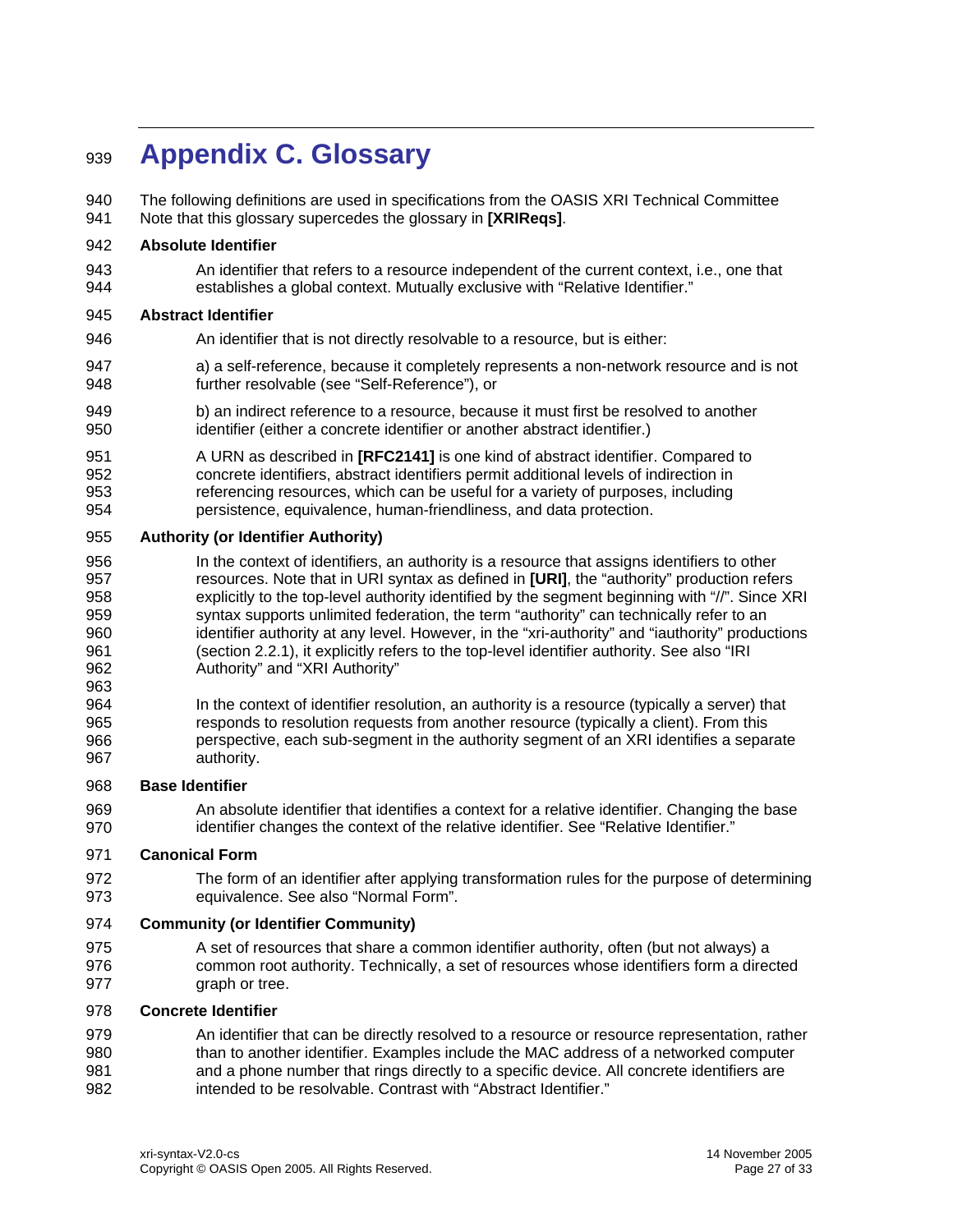# Appendix C. Glossary

The following definitions are used in specifications from the OASIS XRI Technical Committee Note that this glossary supercedes the glossary in **[XRIReqs]**.

**Absolute Identifier**

An identifier that refers to a resource independent of the current context, i.e., one that establishes a global context. Mutually exclusive with "Relative Identifier."

**Abstract Identifier**

An identifier that is not directly resolvable to a resource, but is either:

a) a self-reference, because it completely represents a non-network resource and is not further resolvable (see "Self-Reference"), or

b) an indirect reference to a resource, because it must first be resolved to another identifier (either a concrete identifier or another abstract identifier.)

A URN as described in **[RFC2141]** is one kind of abstract identifier. Compared to concrete identifiers, abstract identifiers permit additional levels of indirection in referencing resources, which can be useful for a variety of purposes, including persistence, equivalence, human-friendliness, and data protection.

**Authority (or Identifier Authority)**

In the context of identifiers, an authority is a resource that assigns identifiers to other resources. Note that in URI syntax as defined in **[URI]**, the "authority" production refers explicitly to the top-level authority identified by the segment beginning with "//". Since XRI syntax supports unlimited federation, the term "authority" can technically refer to an identifier authority at any level. However, in the "xri-authority" and "iauthority" productions (section 2.2.1), it explicitly refers to the top-level identifier authority. See also "IRI Authority" and "XRI Authority"

In the context of identifier resolution, an authority is a resource (typically a server) that responds to resolution requests from another resource (typically a client). From this perspective, each sub-segment in the authority segment of an XRI identifies a separate authority.

**Base Identifier**

An absolute identifier that identifies a context for a relative identifier. Changing the base identifier changes the context of the relative identifier. See "Relative Identifier."

**Canonical Form**

The form of an identifier after applying transformation rules for the purpose of determining equivalence. See also "Normal Form".

**Community (or Identifier Community)**

A set of resources that share a common identifier authority, often (but not always) a common root authority. Technically, a set of resources whose identifiers form a directed graph or tree.

**Concrete Identifier**

An identifier that can be directly resolved to a resource or resource representation, rather than to another identifier. Examples include the MAC address of a networked computer and a phone number that rings directly to a specific device. All concrete identifiers are intended to be resolvable. Contrast with "Abstract Identifier."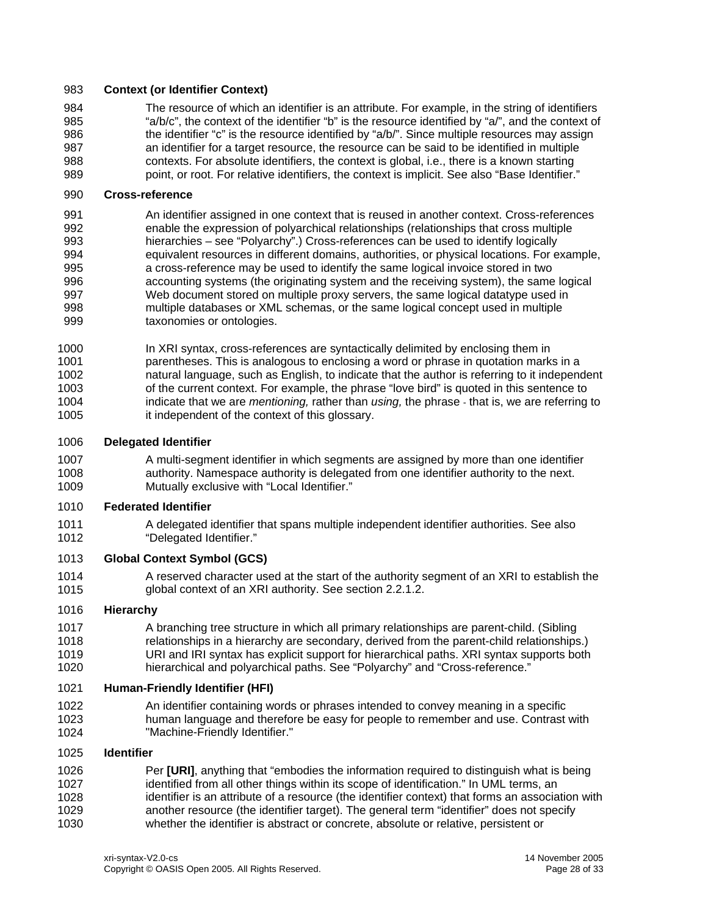**Context (or Identifier Context)**

The resource of which an identifier is an attribute. For example, in the string of identifiers "a/b/c", the context of the identifier "b" is the resource identified by "a/", and the context of the identifier "c" is the resource identified by "a/b/". Since multiple resources may assign an identifier for a target resource, the resource can be said to be identified in multiple contexts. For absolute identifiers, the context is global, i.e., there is a known starting point, or root. For relative identifiers, the context is implicit. See also "Base Identifier."

**Cross-reference**

An identifier assigned in one context that is reused in another context. Cross-references enable the expression of polyarchical relationships (relationships that cross multiple hierarchies – see "Polyarchy".) Cross-references can be used to identify logically equivalent resources in different domains, authorities, or physical locations. For example, a cross-reference may be used to identify the same logical invoice stored in two accounting systems (the originating system and the receiving system), the same logical Web document stored on multiple proxy servers, the same logical datatype used in multiple databases or XML schemas, or the same logical concept used in multiple taxonomies or ontologies.

In XRI syntax, cross-references are syntactically delimited by enclosing them in parentheses. This is analogous to enclosing a word or phrase in quotation marks in a natural language, such as English, to indicate that the author is referring to it independent of the current context. For example, the phrase "love bird" is quoted in this sentence to indicate that we are *mentioning,* rather than *using,* the phrase - that is, we are referring to it independent of the context of this glossary.

**Delegated Identifier**

A multi-segment identifier in which segments are assigned by more than one identifier authority. Namespace authority is delegated from one identifier authority to the next. Mutually exclusive with "Local Identifier."

**Federated Identifier**

A delegated identifier that spans multiple independent identifier authorities. See also "Delegated Identifier."

**Global Context Symbol (GCS)**

A reserved character used at the start of the authority segment of an XRI to establish the global context of an XRI authority. See section 2.2.1.2.

**Hierarchy**

A branching tree structure in which all primary relationships are parent-child. (Sibling relationships in a hierarchy are secondary, derived from the parent-child relationships.) URI and IRI syntax has explicit support for hierarchical paths. XRI syntax supports both hierarchical and polyarchical paths. See "Polyarchy" and "Cross-reference."

**Human-Friendly Identifier (HFI)**

An identifier containing words or phrases intended to convey meaning in a specific human language and therefore be easy for people to remember and use. Contrast with "Machine-Friendly Identifier."

**Identifier**

Per **[URI]**, anything that "embodies the information required to distinguish what is being identified from all other things within its scope of identification." In UML terms, an identifier is an attribute of a resource (the identifier context) that forms an association with another resource (the identifier target). The general term "identifier" does not specify whether the identifier is abstract or concrete, absolute or relative, persistent or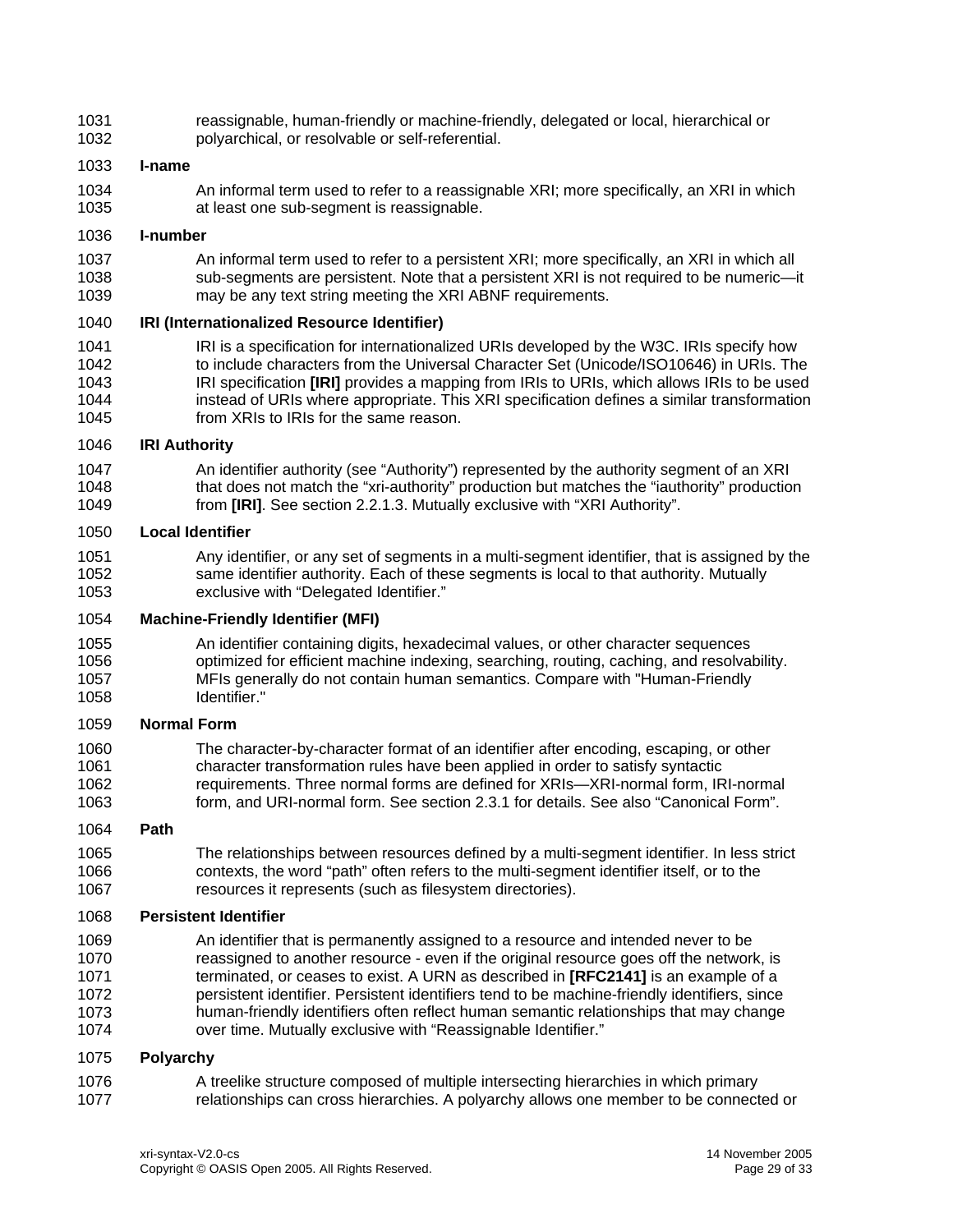reassignable, human-friendly or machine-friendly, delegated or local, hierarchical or polyarchical, or resolvable or self-referential.

**I-name**

An informal term used to refer to a reassignable XRI; more specifically, an XRI in which at least one sub-segment is reassignable.

**I-number**

An informal term used to refer to a persistent XRI; more specifically, an XRI in which all sub-segments are persistent. Note that a persistent XRI is not required to be numeric—it may be any text string meeting the XRI ABNF requirements.

**IRI (Internationalized Resource Identifier)**

IRI is a specification for internationalized URIs developed by the W3C. IRIs specify how to include characters from the Universal Character Set (Unicode/ISO10646) in URIs. The IRI specification **[IRI]** provides a mapping from IRIs to URIs, which allows IRIs to be used instead of URIs where appropriate. This XRI specification defines a similar transformation from XRIs to IRIs for the same reason.

**IRI Authority**

An identifier authority (see "Authority") represented by the authority segment of an XRI that does not match the "xri-authority" production but matches the "iauthority" production from **[IRI]**. See section 2.2.1.3. Mutually exclusive with "XRI Authority".

**Local Identifier**

Any identifier, or any set of segments in a multi-segment identifier, that is assigned by the same identifier authority. Each of these segments is local to that authority. Mutually exclusive with "Delegated Identifier."

**Machine-Friendly Identifier (MFI)**

An identifier containing digits, hexadecimal values, or other character sequences optimized for efficient machine indexing, searching, routing, caching, and resolvability. MFIs generally do not contain human semantics. Compare with "Human-Friendly Identifier."

**Normal Form**

The character-by-character format of an identifier after encoding, escaping, or other character transformation rules have been applied in order to satisfy syntactic requirements. Three normal forms are defined for XRIs—XRI-normal form, IRI-normal form, and URI-normal form. See section 2.3.1 for details. See also "Canonical Form".

**Path**

The relationships between resources defined by a multi-segment identifier. In less strict contexts, the word "path" often refers to the multi-segment identifier itself, or to the resources it represents (such as filesystem directories).

**Persistent Identifier**

An identifier that is permanently assigned to a resource and intended never to be reassigned to another resource - even if the original resource goes off the network, is terminated, or ceases to exist. A URN as described in **[RFC2141]** is an example of a persistent identifier. Persistent identifiers tend to be machine-friendly identifiers, since human-friendly identifiers often reflect human semantic relationships that may change over time. Mutually exclusive with "Reassignable Identifier."

**Polyarchy**

A treelike structure composed of multiple intersecting hierarchies in which primary relationships can cross hierarchies. A polyarchy allows one member to be connected or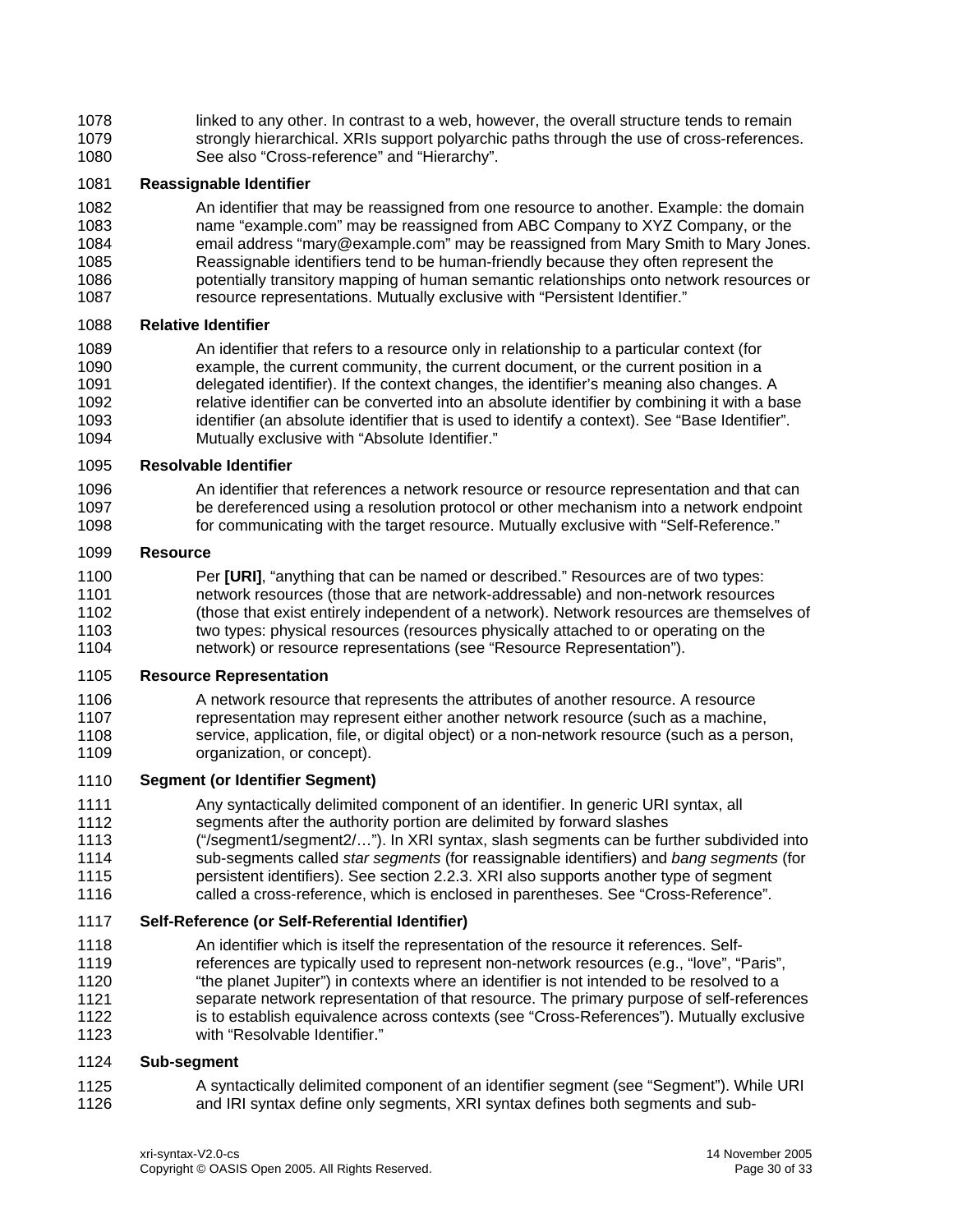linked to any other. In contrast to a web, however, the overall structure tends to remain strongly hierarchical. XRIs support polyarchic paths through the use of cross-references. See also "Cross-reference" and "Hierarchy".

**Reassignable Identifier**

An identifier that may be reassigned from one resource to another. Example: the domain name "example.com" may be reassigned from ABC Company to XYZ Company, or the email address "mary@example.com" may be reassigned from Mary Smith to Mary Jones. Reassignable identifiers tend to be human-friendly because they often represent the potentially transitory mapping of human semantic relationships onto network resources or resource representations. Mutually exclusive with "Persistent Identifier."

**Relative Identifier**

An identifier that refers to a resource only in relationship to a particular context (for example, the current community, the current document, or the current position in a delegated identifier). If the context changes, the identifier's meaning also changes. A relative identifier can be converted into an absolute identifier by combining it with a base identifier (an absolute identifier that is used to identify a context). See "Base Identifier". Mutually exclusive with "Absolute Identifier."

**Resolvable Identifier**

An identifier that references a network resource or resource representation and that can be dereferenced using a resolution protocol or other mechanism into a network endpoint for communicating with the target resource. Mutually exclusive with "Self-Reference."

**Resource**

Per **[URI]**, "anything that can be named or described." Resources are of two types: network resources (those that are network-addressable) and non-network resources (those that exist entirely independent of a network). Network resources are themselves of two types: physical resources (resources physically attached to or operating on the network) or resource representations (see "Resource Representation").

**Resource Representation**

A network resource that represents the attributes of another resource. A resource representation may represent either another network resource (such as a machine, service, application, file, or digital object) or a non-network resource (such as a person, organization, or concept).

**Segment (or Identifier Segment)**

Any syntactically delimited component of an identifier. In generic URI syntax, all segments after the authority portion are delimited by forward slashes ("/segment1/segment2/…"). In XRI syntax, slash segments can be further subdivided into sub-segments called *star segments* (for reassignable identifiers) and *bang segments* (for persistent identifiers). See section 2.2.3. XRI also supports another type of segment called a cross-reference, which is enclosed in parentheses. See "Cross-Reference".

**Self-Reference (or Self-Referential Identifier)**

An identifier which is itself the representation of the resource it references. Self-references are typically used to represent non-network resources (e.g., "love", "Paris", "the planet Jupiter") in contexts where an identifier is not intended to be resolved to a separate network representation of that resource. The primary purpose of self-references is to establish equivalence across contexts (see "Cross-References"). Mutually exclusive with "Resolvable Identifier."

**Sub-segment**

A syntactically delimited component of an identifier segment (see "Segment"). While URI and IRI syntax define only segments, XRI syntax defines both segments and sub-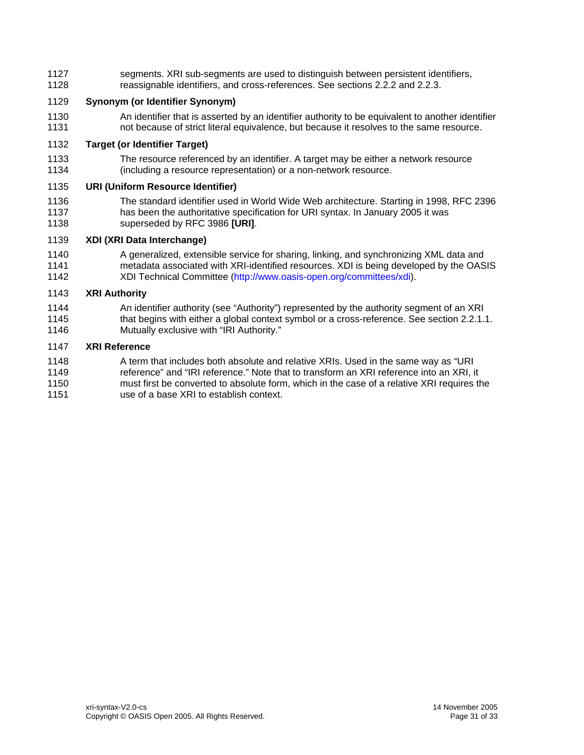segments. XRI sub-segments are used to distinguish between persistent identifiers, reassignable identifiers, and cross-references. See sections 2.2.2 and 2.2.3.

**Synonym (or Identifier Synonym)**

An identifier that is asserted by an identifier authority to be equivalent to another identifier not because of strict literal equivalence, but because it resolves to the same resource.

**Target (or Identifier Target)**

The resource referenced by an identifier. A target may be either a network resource (including a resource representation) or a non-network resource.

**URI (Uniform Resource Identifier)**

The standard identifier used in World Wide Web architecture. Starting in 1998, RFC 2396 has been the authoritative specification for URI syntax. In January 2005 it was superseded by RFC 3986 **[URI]**.

**XDI (XRI Data Interchange)**

A generalized, extensible service for sharing, linking, and synchronizing XML data and metadata associated with XRI-identified resources. XDI is being developed by the OASIS XDI Technical Committee (http://www.oasis-open.org/committees/xdi).

**XRI Authority**

An identifier authority (see "Authority") represented by the authority segment of an XRI that begins with either a global context symbol or a cross-reference. See section 2.2.1.1. Mutually exclusive with "IRI Authority."

**XRI Reference**

A term that includes both absolute and relative XRIs. Used in the same way as "URI reference" and "IRI reference." Note that to transform an XRI reference into an XRI, it must first be converted to absolute form, which in the case of a relative XRI requires the use of a base XRI to establish context.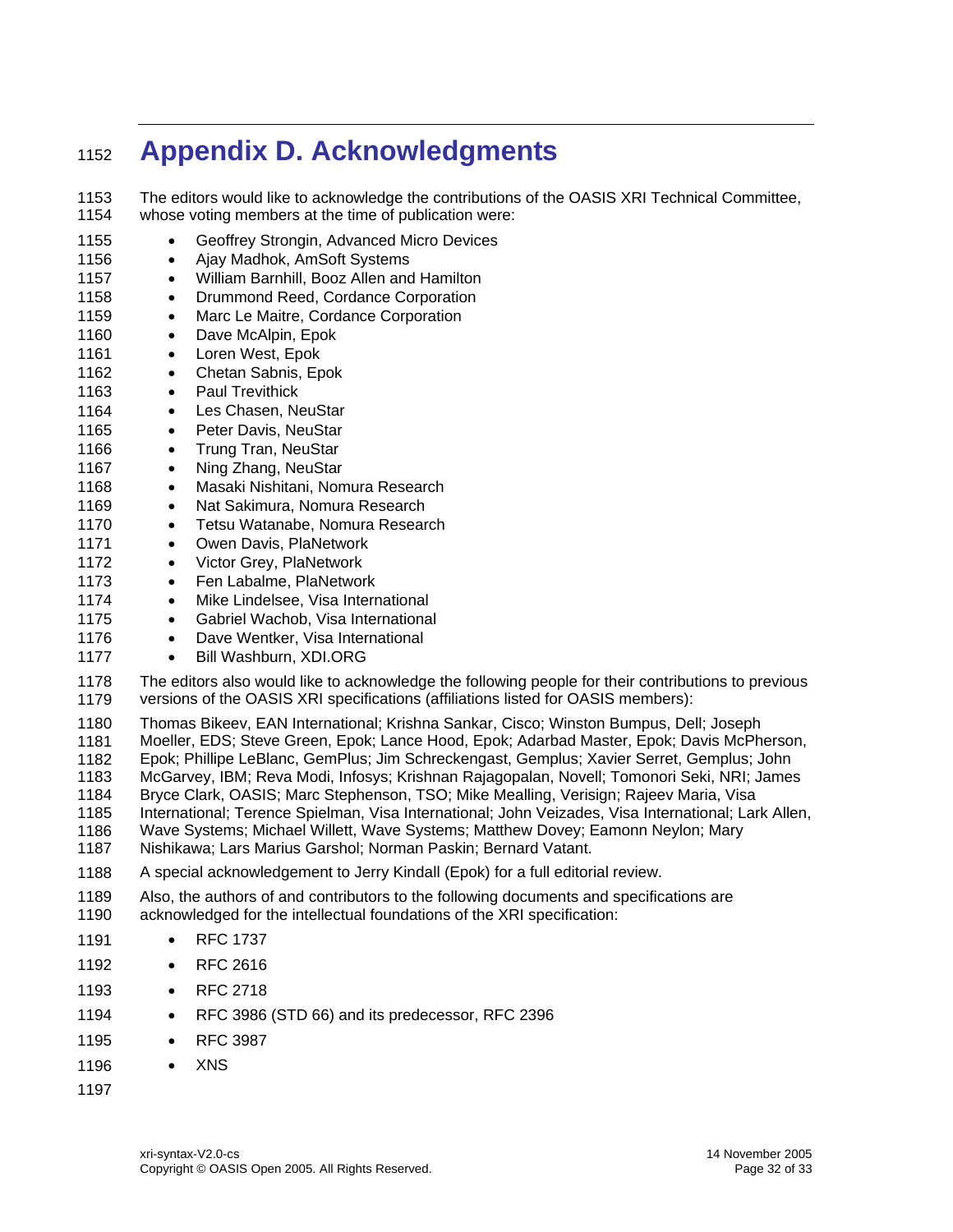# Appendix D. Acknowledgments

The editors would like to acknowledge the contributions of the OASIS XRI Technical Committee, whose voting members at the time of publication were:

- Geoffrey Strongin, Advanced Micro Devices
- Ajay Madhok, AmSoft Systems
- William Barnhill, Booz Allen and Hamilton
- Drummond Reed, Cordance Corporation
- Marc Le Maitre, Cordance Corporation
- Dave McAlpin, Epok
- Loren West, Epok
- Chetan Sabnis, Epok
- Paul Trevithick
- Les Chasen, NeuStar
- Peter Davis, NeuStar
- Trung Tran, NeuStar
- Ning Zhang, NeuStar
- Masaki Nishitani, Nomura Research
- Nat Sakimura, Nomura Research
- Tetsu Watanabe, Nomura Research
- Owen Davis, PlaNetwork
- Victor Grey, PlaNetwork
- Fen Labalme, PlaNetwork
- Mike Lindelsee, Visa International
- Gabriel Wachob, Visa International
- Dave Wentker, Visa International
- Bill Washburn, XDI.ORG

The editors also would like to acknowledge the following people for their contributions to previous versions of the OASIS XRI specifications (affiliations listed for OASIS members):

Thomas Bikeev, EAN International; Krishna Sankar, Cisco; Winston Bumpus, Dell; Joseph Moeller, EDS; Steve Green, Epok; Lance Hood, Epok; Adarbad Master, Epok; Davis McPherson, Epok; Phillipe LeBlanc, GemPlus; Jim Schreckengast, Gemplus; Xavier Serret, Gemplus; John McGarvey, IBM; Reva Modi, Infosys; Krishnan Rajagopalan, Novell; Tomonori Seki, NRI; James Bryce Clark, OASIS; Marc Stephenson, TSO; Mike Mealling, Verisign; Rajeev Maria, Visa International; Terence Spielman, Visa International; John Veizades, Visa International; Lark Allen, Wave Systems; Michael Willett, Wave Systems; Matthew Dovey; Eamonn Neylon; Mary Nishikawa; Lars Marius Garshol; Norman Paskin; Bernard Vatant.

A special acknowledgement to Jerry Kindall (Epok) for a full editorial review.

Also, the authors of and contributors to the following documents and specifications are acknowledged for the intellectual foundations of the XRI specification:

- RFC 1737
- RFC 2616
- RFC 2718
- RFC 3986 (STD 66) and its predecessor, RFC 2396
- RFC 3987
- XNS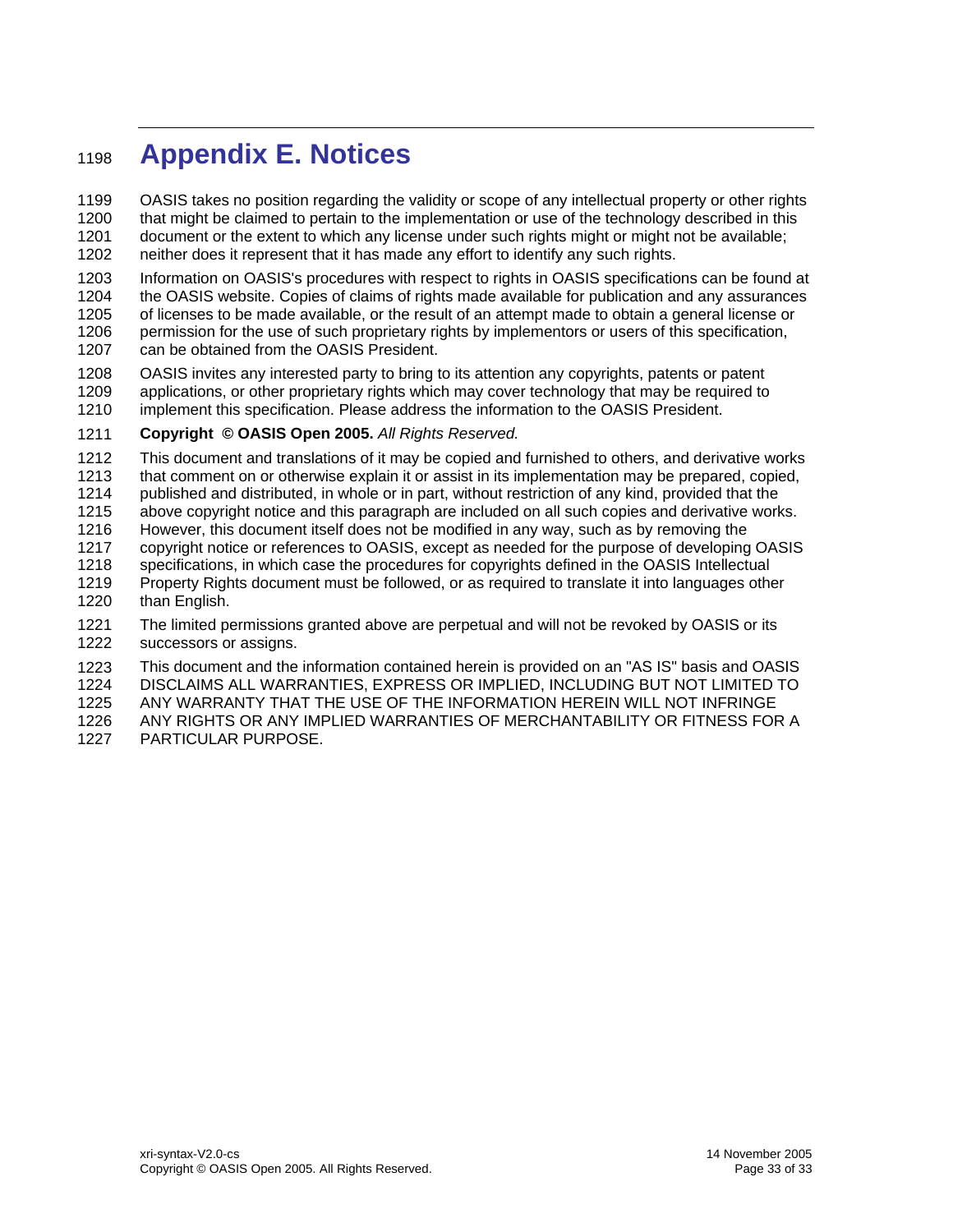# Appendix E. Notices

OASIS takes no position regarding the validity or scope of any intellectual property or other rights that might be claimed to pertain to the implementation or use of the technology described in this document or the extent to which any license under such rights might or might not be available; neither does it represent that it has made any effort to identify any such rights.

Information on OASIS's procedures with respect to rights in OASIS specifications can be found at the OASIS website. Copies of claims of rights made available for publication and any assurances of licenses to be made available, or the result of an attempt made to obtain a general license or permission for the use of such proprietary rights by implementors or users of this specification, can be obtained from the OASIS President.

OASIS invites any interested party to bring to its attention any copyrights, patents or patent applications, or other proprietary rights which may cover technology that may be required to implement this specification. Please address the information to the OASIS President.

**Copyright © OASIS Open 2005.** *All Rights Reserved.*

This document and translations of it may be copied and furnished to others, and derivative works that comment on or otherwise explain it or assist in its implementation may be prepared, copied, published and distributed, in whole or in part, without restriction of any kind, provided that the above copyright notice and this paragraph are included on all such copies and derivative works. However, this document itself does not be modified in any way, such as by removing the copyright notice or references to OASIS, except as needed for the purpose of developing OASIS specifications, in which case the procedures for copyrights defined in the OASIS Intellectual Property Rights document must be followed, or as required to translate it into languages other than English.

The limited permissions granted above are perpetual and will not be revoked by OASIS or its successors or assigns.

This document and the information contained herein is provided on an "AS IS" basis and OASIS DISCLAIMS ALL WARRANTIES, EXPRESS OR IMPLIED, INCLUDING BUT NOT LIMITED TO ANY WARRANTY THAT THE USE OF THE INFORMATION HEREIN WILL NOT INFRINGE ANY RIGHTS OR ANY IMPLIED WARRANTIES OF MERCHANTABILITY OR FITNESS FOR A PARTICULAR PURPOSE.